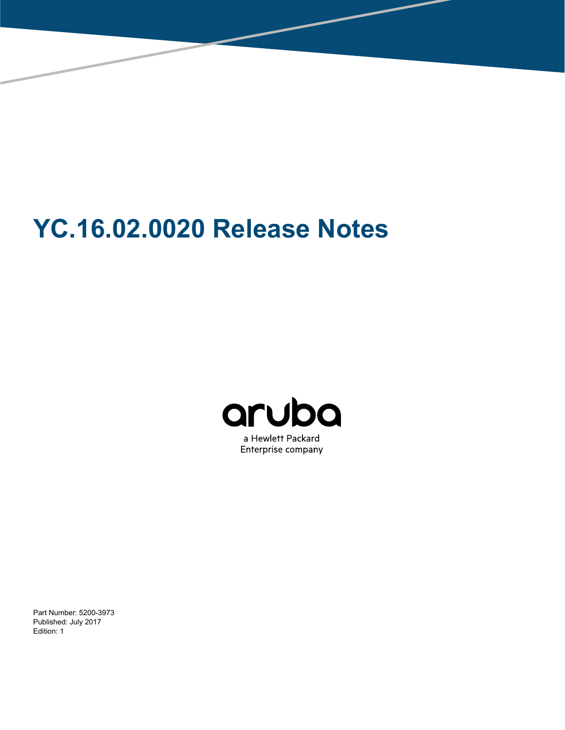# YC.16.02.0020 Release Notes

a Hewlett Packard
Enterprise company

Part Number: 5200-3973
Published: July 2017
Edition: 1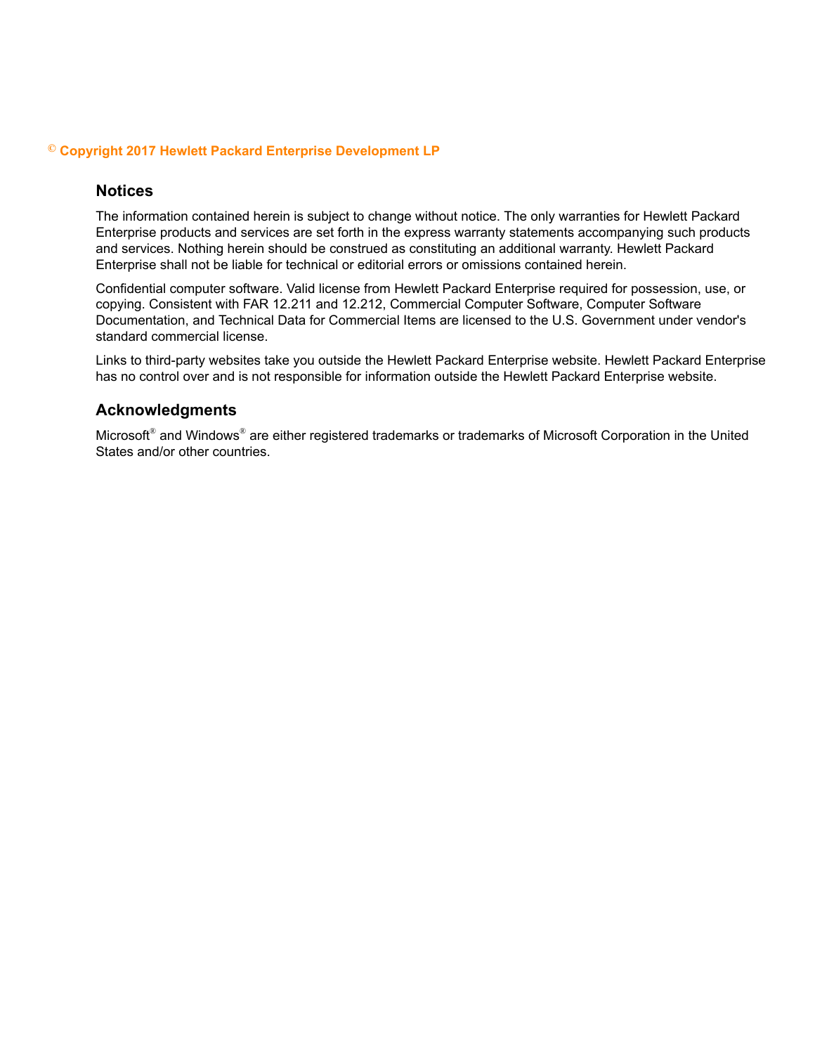© **Copyright 2017 Hewlett Packard Enterprise Development LP**

## Notices

The information contained herein is subject to change without notice. The only warranties for Hewlett Packard Enterprise products and services are set forth in the express warranty statements accompanying such products and services. Nothing herein should be construed as constituting an additional warranty. Hewlett Packard Enterprise shall not be liable for technical or editorial errors or omissions contained herein.

Confidential computer software. Valid license from Hewlett Packard Enterprise required for possession, use, or copying. Consistent with FAR 12.211 and 12.212, Commercial Computer Software, Computer Software Documentation, and Technical Data for Commercial Items are licensed to the U.S. Government under vendor's standard commercial license.

Links to third-party websites take you outside the Hewlett Packard Enterprise website. Hewlett Packard Enterprise has no control over and is not responsible for information outside the Hewlett Packard Enterprise website.

## Acknowledgments

Microsoft® and Windows® are either registered trademarks or trademarks of Microsoft Corporation in the United States and/or other countries.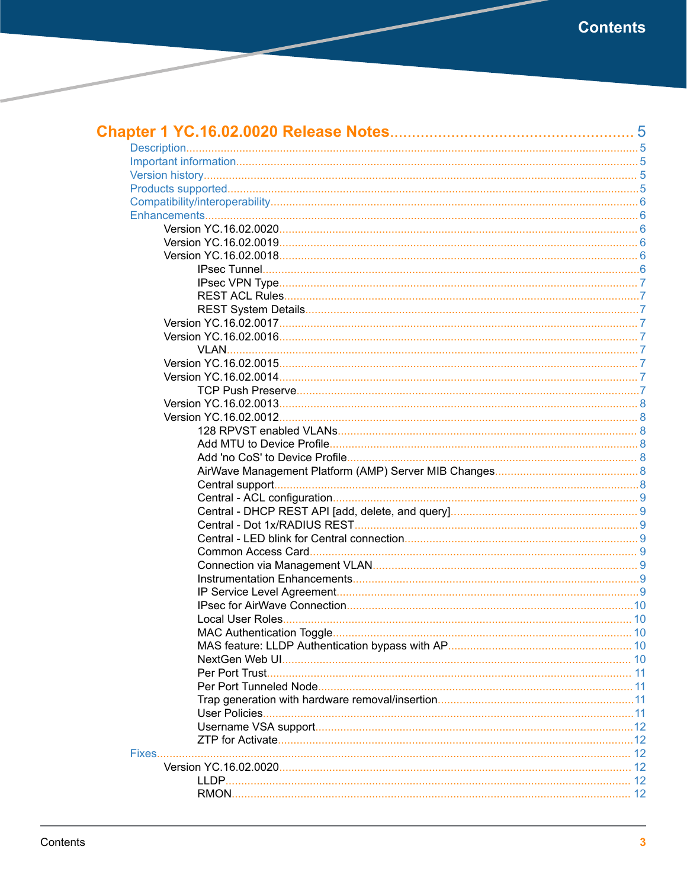# Contents

**Chapter 1 YC.16.02.0020 Release Notes** ........ 5

- Description ........ 5
- Important information ........ 5
- Version history ........ 5
- Products supported ........ 5
- Compatibility/interoperability ........ 6
- Enhancements ........ 6
  - Version YC.16.02.0020 ........ 6
  - Version YC.16.02.0019 ........ 6
  - Version YC.16.02.0018 ........ 6
    - IPsec Tunnel ........ 6
    - IPsec VPN Type ........ 7
    - REST ACL Rules ........ 7
    - REST System Details ........ 7
  - Version YC.16.02.0017 ........ 7
  - Version YC.16.02.0016 ........ 7
    - VLAN ........ 7
  - Version YC.16.02.0015 ........ 7
  - Version YC.16.02.0014 ........ 7
    - TCP Push Preserve ........ 7
  - Version YC.16.02.0013 ........ 8
  - Version YC.16.02.0012 ........ 8
    - 128 RPVST enabled VLANs ........ 8
    - Add MTU to Device Profile ........ 8
    - Add 'no CoS' to Device Profile ........ 8
    - AirWave Management Platform (AMP) Server MIB Changes ........ 8
    - Central support ........ 8
    - Central - ACL configuration ........ 9
    - Central - DHCP REST API [add, delete, and query] ........ 9
    - Central - Dot 1x/RADIUS REST ........ 9
    - Central - LED blink for Central connection ........ 9
    - Common Access Card ........ 9
    - Connection via Management VLAN ........ 9
    - Instrumentation Enhancements ........ 9
    - IP Service Level Agreement ........ 9
    - IPsec for AirWave Connection ........ 10
    - Local User Roles ........ 10
    - MAC Authentication Toggle ........ 10
    - MAS feature: LLDP Authentication bypass with AP ........ 10
    - NextGen Web UI ........ 10
    - Per Port Trust ........ 11
    - Per Port Tunneled Node ........ 11
    - Trap generation with hardware removal/insertion ........ 11
    - User Policies ........ 11
    - Username VSA support ........ 12
    - ZTP for Activate ........ 12
- Fixes ........ 12
  - Version YC.16.02.0020 ........ 12
    - LLDP ........ 12
    - RMON ........ 12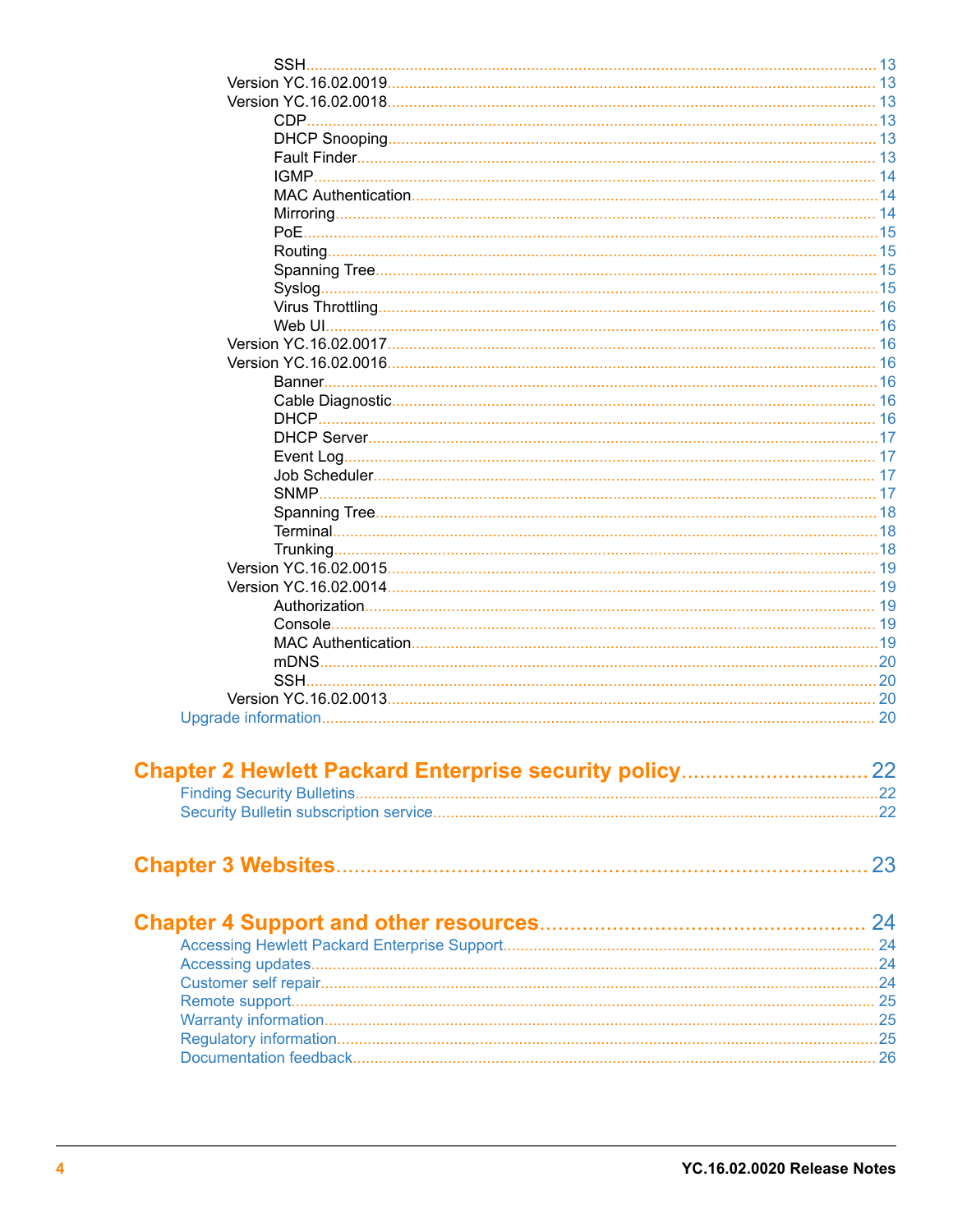- SSH ... 13
- Version YC.16.02.0019 ... 13
- Version YC.16.02.0018 ... 13
  - CDP ... 13
  - DHCP Snooping ... 13
  - Fault Finder ... 13
  - IGMP ... 14
  - MAC Authentication ... 14
  - Mirroring ... 14
  - PoE ... 15
  - Routing ... 15
  - Spanning Tree ... 15
  - Syslog ... 15
  - Virus Throttling ... 16
  - Web UI ... 16
- Version YC.16.02.0017 ... 16
- Version YC.16.02.0016 ... 16
  - Banner ... 16
  - Cable Diagnostic ... 16
  - DHCP ... 16
  - DHCP Server ... 17
  - Event Log ... 17
  - Job Scheduler ... 17
  - SNMP ... 17
  - Spanning Tree ... 18
  - Terminal ... 18
  - Trunking ... 18
- Version YC.16.02.0015 ... 19
- Version YC.16.02.0014 ... 19
  - Authorization ... 19
  - Console ... 19
  - MAC Authentication ... 19
  - mDNS ... 20
  - SSH ... 20
- Version YC.16.02.0013 ... 20

Upgrade information ... 20

## Chapter 2 Hewlett Packard Enterprise security policy ... 22

- Finding Security Bulletins ... 22
- Security Bulletin subscription service ... 22

## Chapter 3 Websites ... 23

## Chapter 4 Support and other resources ... 24

- Accessing Hewlett Packard Enterprise Support ... 24
- Accessing updates ... 24
- Customer self repair ... 24
- Remote support ... 25
- Warranty information ... 25
- Regulatory information ... 25
- Documentation feedback ... 26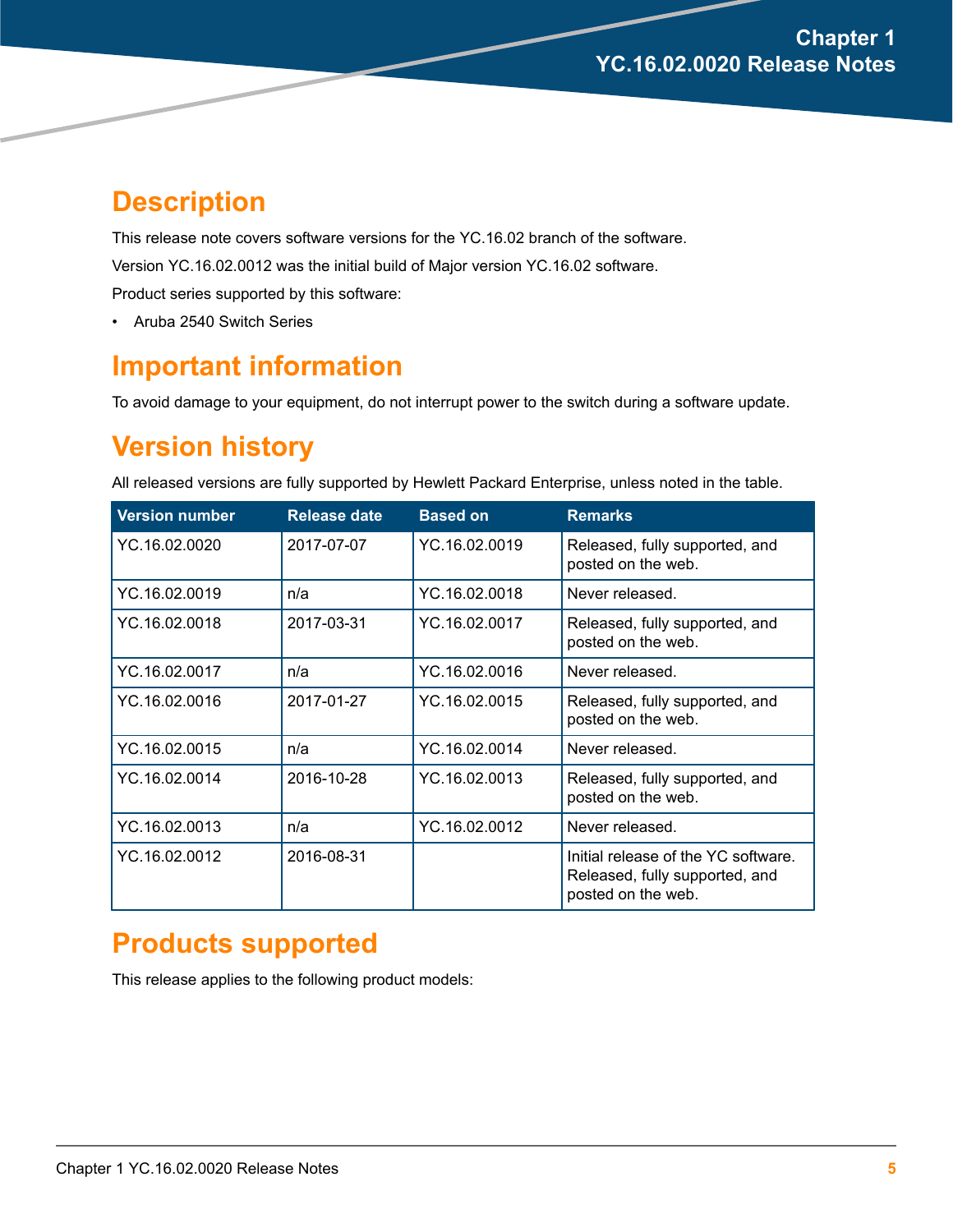# Chapter 1 YC.16.02.0020 Release Notes

## Description

This release note covers software versions for the YC.16.02 branch of the software.

Version YC.16.02.0012 was the initial build of Major version YC.16.02 software.

Product series supported by this software:

- Aruba 2540 Switch Series

## Important information

To avoid damage to your equipment, do not interrupt power to the switch during a software update.

## Version history

All released versions are fully supported by Hewlett Packard Enterprise, unless noted in the table.

| Version number | Release date | Based on | Remarks |
|---|---|---|---|
| YC.16.02.0020 | 2017-07-07 | YC.16.02.0019 | Released, fully supported, and posted on the web. |
| YC.16.02.0019 | n/a | YC.16.02.0018 | Never released. |
| YC.16.02.0018 | 2017-03-31 | YC.16.02.0017 | Released, fully supported, and posted on the web. |
| YC.16.02.0017 | n/a | YC.16.02.0016 | Never released. |
| YC.16.02.0016 | 2017-01-27 | YC.16.02.0015 | Released, fully supported, and posted on the web. |
| YC.16.02.0015 | n/a | YC.16.02.0014 | Never released. |
| YC.16.02.0014 | 2016-10-28 | YC.16.02.0013 | Released, fully supported, and posted on the web. |
| YC.16.02.0013 | n/a | YC.16.02.0012 | Never released. |
| YC.16.02.0012 | 2016-08-31 | | Initial release of the YC software. Released, fully supported, and posted on the web. |

## Products supported

This release applies to the following product models: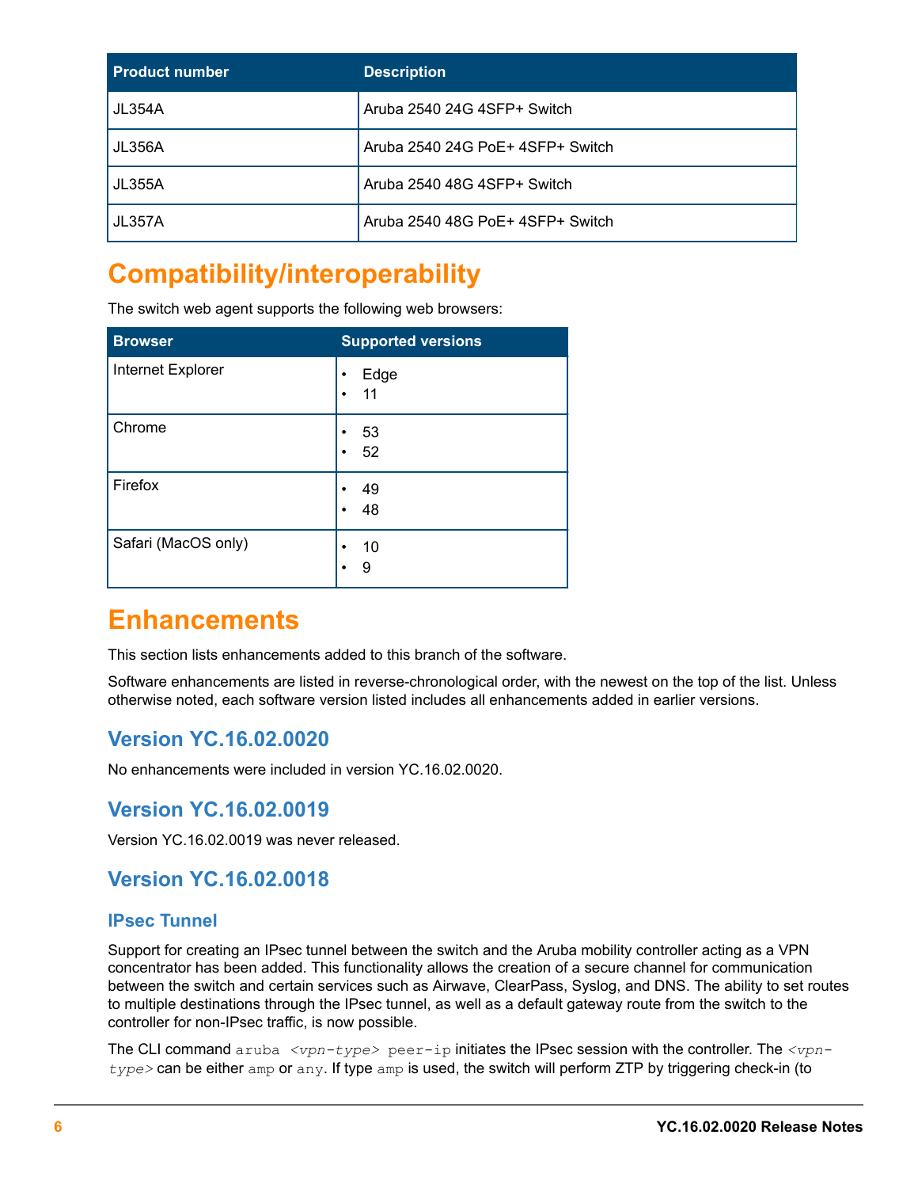| Product number | Description |
| --- | --- |
| JL354A | Aruba 2540 24G 4SFP+ Switch |
| JL356A | Aruba 2540 24G PoE+ 4SFP+ Switch |
| JL355A | Aruba 2540 48G 4SFP+ Switch |
| JL357A | Aruba 2540 48G PoE+ 4SFP+ Switch |

# Compatibility/interoperability

The switch web agent supports the following web browsers:

| Browser | Supported versions |
| --- | --- |
| Internet Explorer | • Edge<br>• 11 |
| Chrome | • 53<br>• 52 |
| Firefox | • 49<br>• 48 |
| Safari (MacOS only) | • 10<br>• 9 |

# Enhancements

This section lists enhancements added to this branch of the software.

Software enhancements are listed in reverse-chronological order, with the newest on the top of the list. Unless otherwise noted, each software version listed includes all enhancements added in earlier versions.

## Version YC.16.02.0020

No enhancements were included in version YC.16.02.0020.

## Version YC.16.02.0019

Version YC.16.02.0019 was never released.

## Version YC.16.02.0018

### IPsec Tunnel

Support for creating an IPsec tunnel between the switch and the Aruba mobility controller acting as a VPN concentrator has been added. This functionality allows the creation of a secure channel for communication between the switch and certain services such as Airwave, ClearPass, Syslog, and DNS. The ability to set routes to multiple destinations through the IPsec tunnel, as well as a default gateway route from the switch to the controller for non-IPsec traffic, is now possible.

The CLI command `aruba <vpn-type> peer-ip` initiates the IPsec session with the controller. The `<vpn-type>` can be either `amp` or `any`. If type `amp` is used, the switch will perform ZTP by triggering check-in (to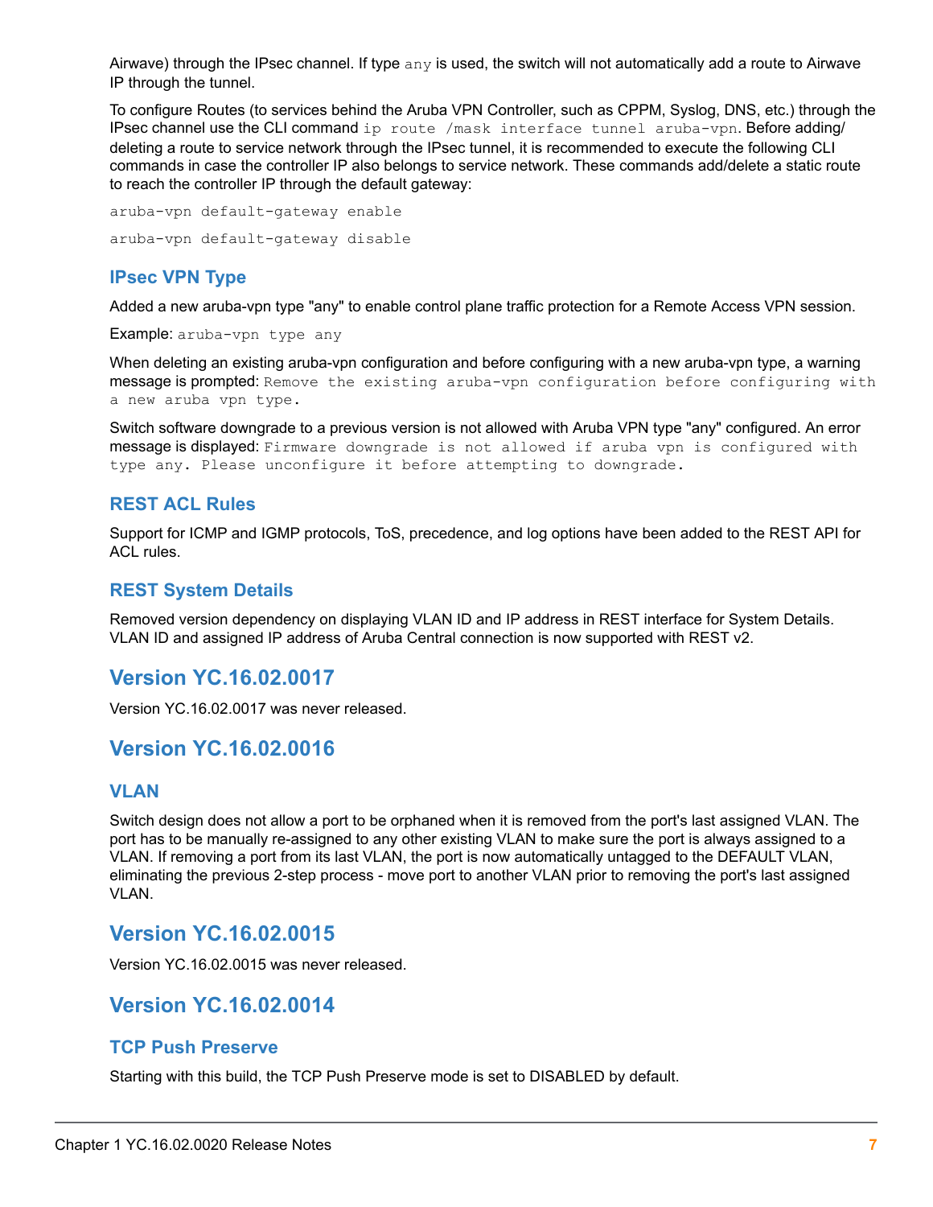Airwave) through the IPsec channel. If type `any` is used, the switch will not automatically add a route to Airwave IP through the tunnel.

To configure Routes (to services behind the Aruba VPN Controller, such as CPPM, Syslog, DNS, etc.) through the IPsec channel use the CLI command `ip route /mask interface tunnel aruba-vpn`. Before adding/ deleting a route to service network through the IPsec tunnel, it is recommended to execute the following CLI commands in case the controller IP also belongs to service network. These commands add/delete a static route to reach the controller IP through the default gateway:

```
aruba-vpn default-gateway enable
```

```
aruba-vpn default-gateway disable
```

### IPsec VPN Type

Added a new aruba-vpn type "any" to enable control plane traffic protection for a Remote Access VPN session.

Example: `aruba-vpn type any`

When deleting an existing aruba-vpn configuration and before configuring with a new aruba-vpn type, a warning message is prompted: `Remove the existing aruba-vpn configuration before configuring with a new aruba vpn type.`

Switch software downgrade to a previous version is not allowed with Aruba VPN type "any" configured. An error message is displayed: `Firmware downgrade is not allowed if aruba vpn is configured with type any. Please unconfigure it before attempting to downgrade.`

### REST ACL Rules

Support for ICMP and IGMP protocols, ToS, precedence, and log options have been added to the REST API for ACL rules.

### REST System Details

Removed version dependency on displaying VLAN ID and IP address in REST interface for System Details. VLAN ID and assigned IP address of Aruba Central connection is now supported with REST v2.

## Version YC.16.02.0017

Version YC.16.02.0017 was never released.

## Version YC.16.02.0016

### VLAN

Switch design does not allow a port to be orphaned when it is removed from the port's last assigned VLAN. The port has to be manually re-assigned to any other existing VLAN to make sure the port is always assigned to a VLAN. If removing a port from its last VLAN, the port is now automatically untagged to the DEFAULT VLAN, eliminating the previous 2-step process - move port to another VLAN prior to removing the port's last assigned VLAN.

## Version YC.16.02.0015

Version YC.16.02.0015 was never released.

## Version YC.16.02.0014

### TCP Push Preserve

Starting with this build, the TCP Push Preserve mode is set to DISABLED by default.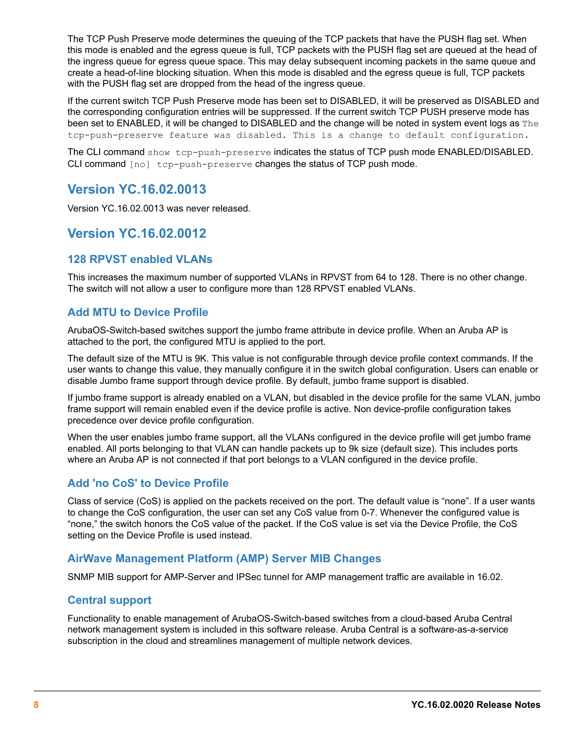The TCP Push Preserve mode determines the queuing of the TCP packets that have the PUSH flag set. When this mode is enabled and the egress queue is full, TCP packets with the PUSH flag set are queued at the head of the ingress queue for egress queue space. This may delay subsequent incoming packets in the same queue and create a head-of-line blocking situation. When this mode is disabled and the egress queue is full, TCP packets with the PUSH flag set are dropped from the head of the ingress queue.

If the current switch TCP Push Preserve mode has been set to DISABLED, it will be preserved as DISABLED and the corresponding configuration entries will be suppressed. If the current switch TCP PUSH preserve mode has been set to ENABLED, it will be changed to DISABLED and the change will be noted in system event logs as `The tcp-push-preserve feature was disabled. This is a change to default configuration.`

The CLI command `show tcp-push-preserve` indicates the status of TCP push mode ENABLED/DISABLED. CLI command `[no] tcp-push-preserve` changes the status of TCP push mode.

## Version YC.16.02.0013

Version YC.16.02.0013 was never released.

## Version YC.16.02.0012

### 128 RPVST enabled VLANs

This increases the maximum number of supported VLANs in RPVST from 64 to 128. There is no other change. The switch will not allow a user to configure more than 128 RPVST enabled VLANs.

### Add MTU to Device Profile

ArubaOS-Switch-based switches support the jumbo frame attribute in device profile. When an Aruba AP is attached to the port, the configured MTU is applied to the port.

The default size of the MTU is 9K. This value is not configurable through device profile context commands. If the user wants to change this value, they manually configure it in the switch global configuration. Users can enable or disable Jumbo frame support through device profile. By default, jumbo frame support is disabled.

If jumbo frame support is already enabled on a VLAN, but disabled in the device profile for the same VLAN, jumbo frame support will remain enabled even if the device profile is active. Non device-profile configuration takes precedence over device profile configuration.

When the user enables jumbo frame support, all the VLANs configured in the device profile will get jumbo frame enabled. All ports belonging to that VLAN can handle packets up to 9k size (default size). This includes ports where an Aruba AP is not connected if that port belongs to a VLAN configured in the device profile.

### Add 'no CoS' to Device Profile

Class of service (CoS) is applied on the packets received on the port. The default value is “none”. If a user wants to change the CoS configuration, the user can set any CoS value from 0-7. Whenever the configured value is “none,” the switch honors the CoS value of the packet. If the CoS value is set via the Device Profile, the CoS setting on the Device Profile is used instead.

### AirWave Management Platform (AMP) Server MIB Changes

SNMP MIB support for AMP-Server and IPSec tunnel for AMP management traffic are available in 16.02.

### Central support

Functionality to enable management of ArubaOS-Switch-based switches from a cloud-based Aruba Central network management system is included in this software release. Aruba Central is a software-as-a-service subscription in the cloud and streamlines management of multiple network devices.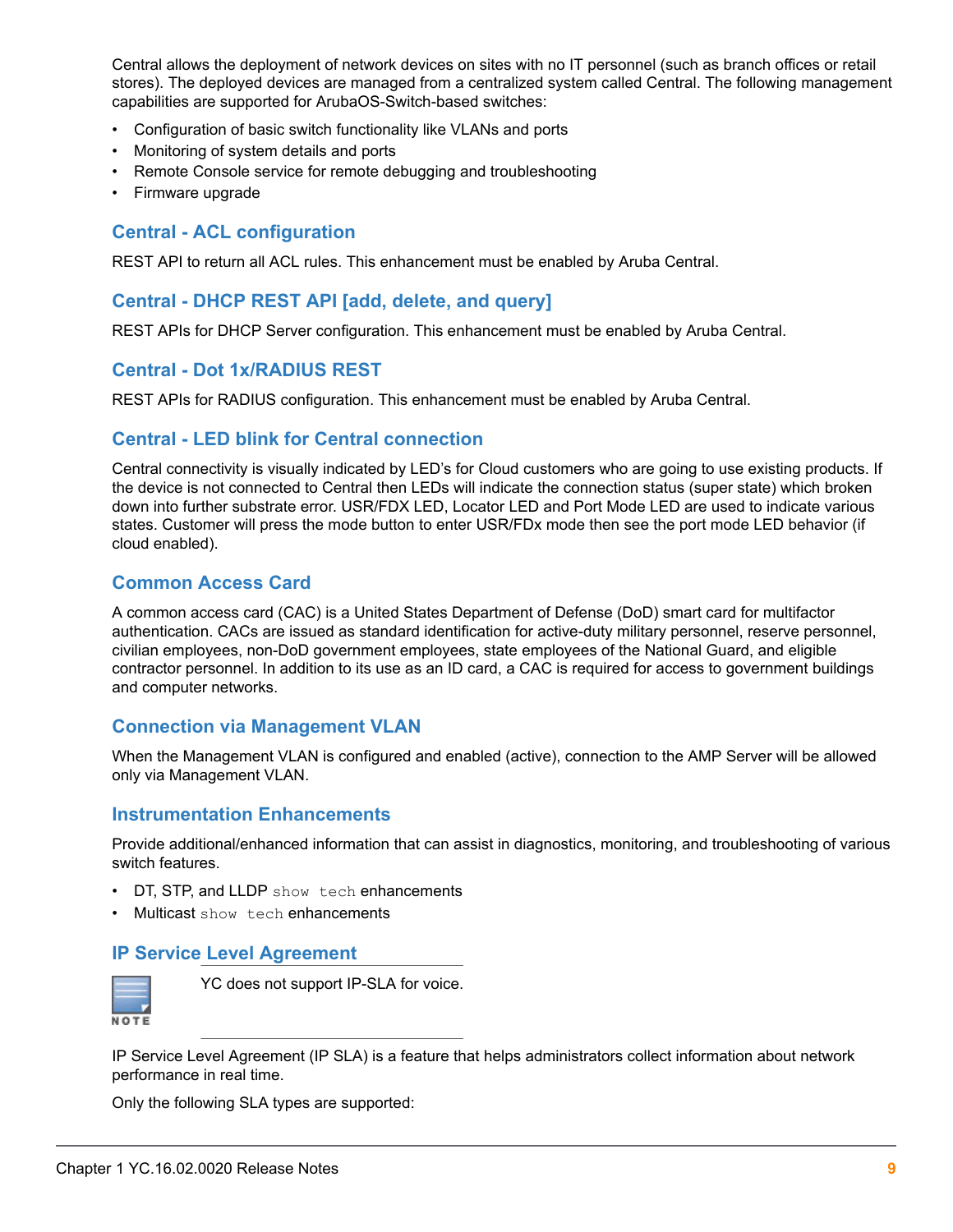Central allows the deployment of network devices on sites with no IT personnel (such as branch offices or retail stores). The deployed devices are managed from a centralized system called Central. The following management capabilities are supported for ArubaOS-Switch-based switches:

- Configuration of basic switch functionality like VLANs and ports
- Monitoring of system details and ports
- Remote Console service for remote debugging and troubleshooting
- Firmware upgrade

### Central - ACL configuration

REST API to return all ACL rules. This enhancement must be enabled by Aruba Central.

### Central - DHCP REST API [add, delete, and query]

REST APIs for DHCP Server configuration. This enhancement must be enabled by Aruba Central.

### Central - Dot 1x/RADIUS REST

REST APIs for RADIUS configuration. This enhancement must be enabled by Aruba Central.

### Central - LED blink for Central connection

Central connectivity is visually indicated by LED's for Cloud customers who are going to use existing products. If the device is not connected to Central then LEDs will indicate the connection status (super state) which broken down into further substrate error. USR/FDX LED, Locator LED and Port Mode LED are used to indicate various states. Customer will press the mode button to enter USR/FDx mode then see the port mode LED behavior (if cloud enabled).

### Common Access Card

A common access card (CAC) is a United States Department of Defense (DoD) smart card for multifactor authentication. CACs are issued as standard identification for active-duty military personnel, reserve personnel, civilian employees, non-DoD government employees, state employees of the National Guard, and eligible contractor personnel. In addition to its use as an ID card, a CAC is required for access to government buildings and computer networks.

### Connection via Management VLAN

When the Management VLAN is configured and enabled (active), connection to the AMP Server will be allowed only via Management VLAN.

### Instrumentation Enhancements

Provide additional/enhanced information that can assist in diagnostics, monitoring, and troubleshooting of various switch features.

- DT, STP, and LLDP `show tech` enhancements
- Multicast `show tech` enhancements

### IP Service Level Agreement

**NOTE:** YC does not support IP-SLA for voice.

IP Service Level Agreement (IP SLA) is a feature that helps administrators collect information about network performance in real time.

Only the following SLA types are supported: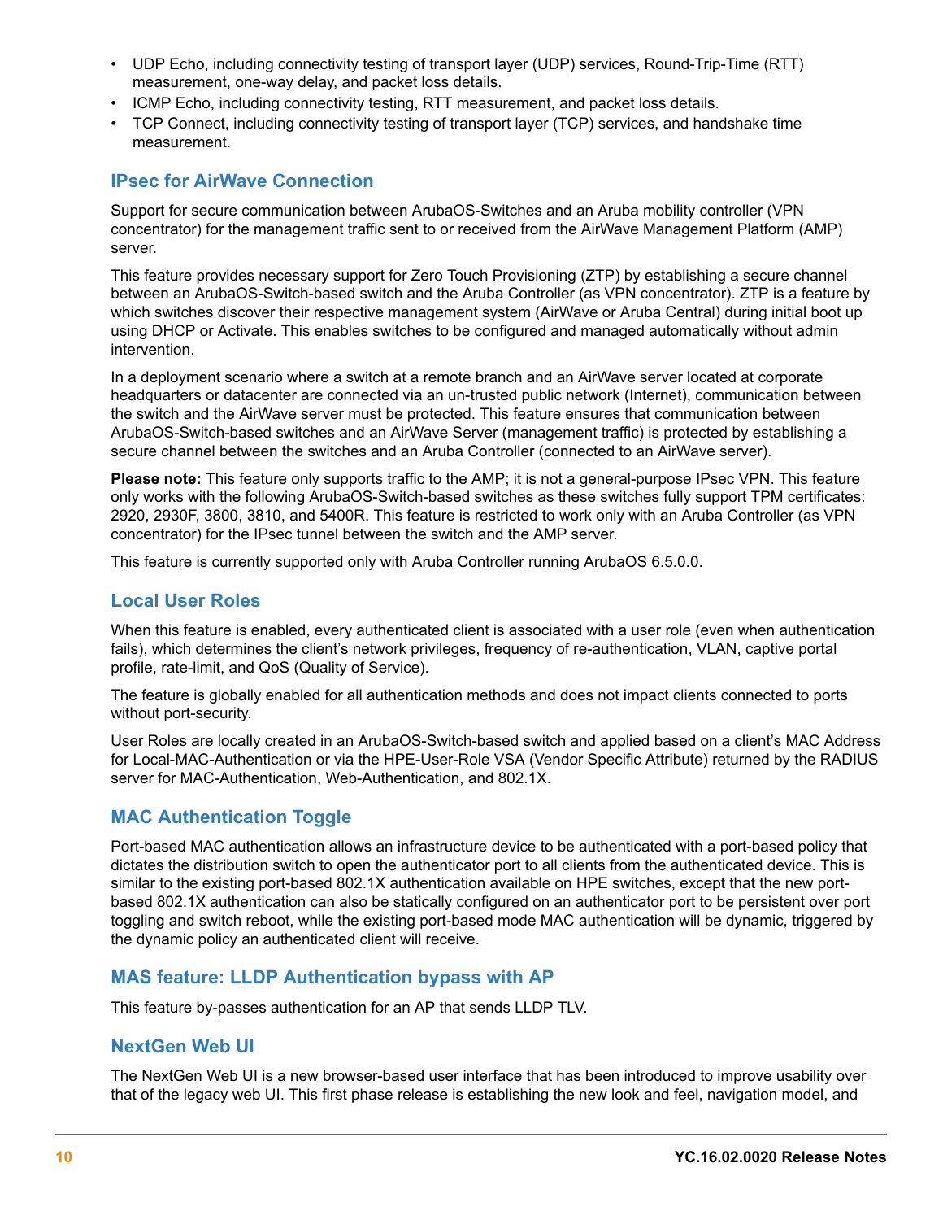- UDP Echo, including connectivity testing of transport layer (UDP) services, Round-Trip-Time (RTT) measurement, one-way delay, and packet loss details.
- ICMP Echo, including connectivity testing, RTT measurement, and packet loss details.
- TCP Connect, including connectivity testing of transport layer (TCP) services, and handshake time measurement.

### IPsec for AirWave Connection

Support for secure communication between ArubaOS-Switches and an Aruba mobility controller (VPN concentrator) for the management traffic sent to or received from the AirWave Management Platform (AMP) server.

This feature provides necessary support for Zero Touch Provisioning (ZTP) by establishing a secure channel between an ArubaOS-Switch-based switch and the Aruba Controller (as VPN concentrator). ZTP is a feature by which switches discover their respective management system (AirWave or Aruba Central) during initial boot up using DHCP or Activate. This enables switches to be configured and managed automatically without admin intervention.

In a deployment scenario where a switch at a remote branch and an AirWave server located at corporate headquarters or datacenter are connected via an un-trusted public network (Internet), communication between the switch and the AirWave server must be protected. This feature ensures that communication between ArubaOS-Switch-based switches and an AirWave Server (management traffic) is protected by establishing a secure channel between the switches and an Aruba Controller (connected to an AirWave server).

**Please note:** This feature only supports traffic to the AMP; it is not a general-purpose IPsec VPN. This feature only works with the following ArubaOS-Switch-based switches as these switches fully support TPM certificates: 2920, 2930F, 3800, 3810, and 5400R. This feature is restricted to work only with an Aruba Controller (as VPN concentrator) for the IPsec tunnel between the switch and the AMP server.

This feature is currently supported only with Aruba Controller running ArubaOS 6.5.0.0.

### Local User Roles

When this feature is enabled, every authenticated client is associated with a user role (even when authentication fails), which determines the client's network privileges, frequency of re-authentication, VLAN, captive portal profile, rate-limit, and QoS (Quality of Service).

The feature is globally enabled for all authentication methods and does not impact clients connected to ports without port-security.

User Roles are locally created in an ArubaOS-Switch-based switch and applied based on a client's MAC Address for Local-MAC-Authentication or via the HPE-User-Role VSA (Vendor Specific Attribute) returned by the RADIUS server for MAC-Authentication, Web-Authentication, and 802.1X.

### MAC Authentication Toggle

Port-based MAC authentication allows an infrastructure device to be authenticated with a port-based policy that dictates the distribution switch to open the authenticator port to all clients from the authenticated device. This is similar to the existing port-based 802.1X authentication available on HPE switches, except that the new port-based 802.1X authentication can also be statically configured on an authenticator port to be persistent over port toggling and switch reboot, while the existing port-based mode MAC authentication will be dynamic, triggered by the dynamic policy an authenticated client will receive.

### MAS feature: LLDP Authentication bypass with AP

This feature by-passes authentication for an AP that sends LLDP TLV.

### NextGen Web UI

The NextGen Web UI is a new browser-based user interface that has been introduced to improve usability over that of the legacy web UI. This first phase release is establishing the new look and feel, navigation model, and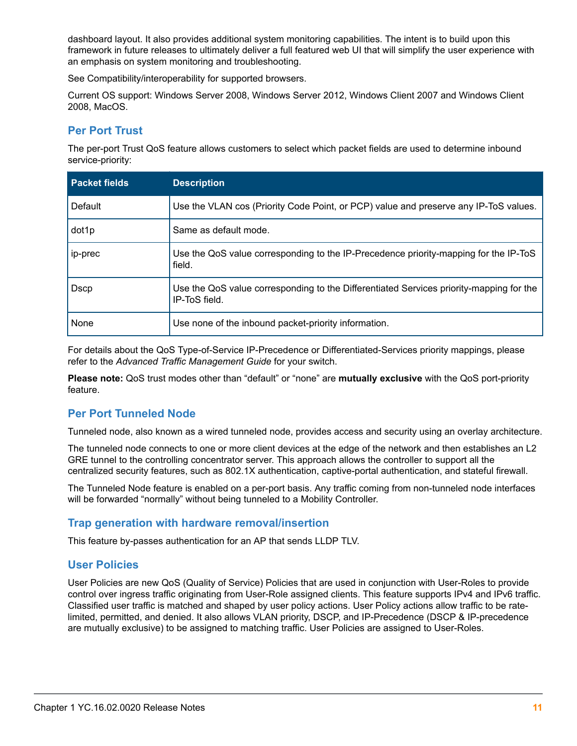dashboard layout. It also provides additional system monitoring capabilities. The intent is to build upon this framework in future releases to ultimately deliver a full featured web UI that will simplify the user experience with an emphasis on system monitoring and troubleshooting.

See Compatibility/interoperability for supported browsers.

Current OS support: Windows Server 2008, Windows Server 2012, Windows Client 2007 and Windows Client 2008, MacOS.

## Per Port Trust

The per-port Trust QoS feature allows customers to select which packet fields are used to determine inbound service-priority:

| Packet fields | Description |
| --- | --- |
| Default | Use the VLAN cos (Priority Code Point, or PCP) value and preserve any IP-ToS values. |
| dot1p | Same as default mode. |
| ip-prec | Use the QoS value corresponding to the IP-Precedence priority-mapping for the IP-ToS field. |
| Dscp | Use the QoS value corresponding to the Differentiated Services priority-mapping for the IP-ToS field. |
| None | Use none of the inbound packet-priority information. |

For details about the QoS Type-of-Service IP-Precedence or Differentiated-Services priority mappings, please refer to the *Advanced Traffic Management Guide* for your switch.

**Please note:** QoS trust modes other than “default” or “none” are **mutually exclusive** with the QoS port-priority feature.

## Per Port Tunneled Node

Tunneled node, also known as a wired tunneled node, provides access and security using an overlay architecture.

The tunneled node connects to one or more client devices at the edge of the network and then establishes an L2 GRE tunnel to the controlling concentrator server. This approach allows the controller to support all the centralized security features, such as 802.1X authentication, captive-portal authentication, and stateful firewall.

The Tunneled Node feature is enabled on a per-port basis. Any traffic coming from non-tunneled node interfaces will be forwarded “normally” without being tunneled to a Mobility Controller.

## Trap generation with hardware removal/insertion

This feature by-passes authentication for an AP that sends LLDP TLV.

## User Policies

User Policies are new QoS (Quality of Service) Policies that are used in conjunction with User-Roles to provide control over ingress traffic originating from User-Role assigned clients. This feature supports IPv4 and IPv6 traffic. Classified user traffic is matched and shaped by user policy actions. User Policy actions allow traffic to be rate-limited, permitted, and denied. It also allows VLAN priority, DSCP, and IP-Precedence (DSCP & IP-precedence are mutually exclusive) to be assigned to matching traffic. User Policies are assigned to User-Roles.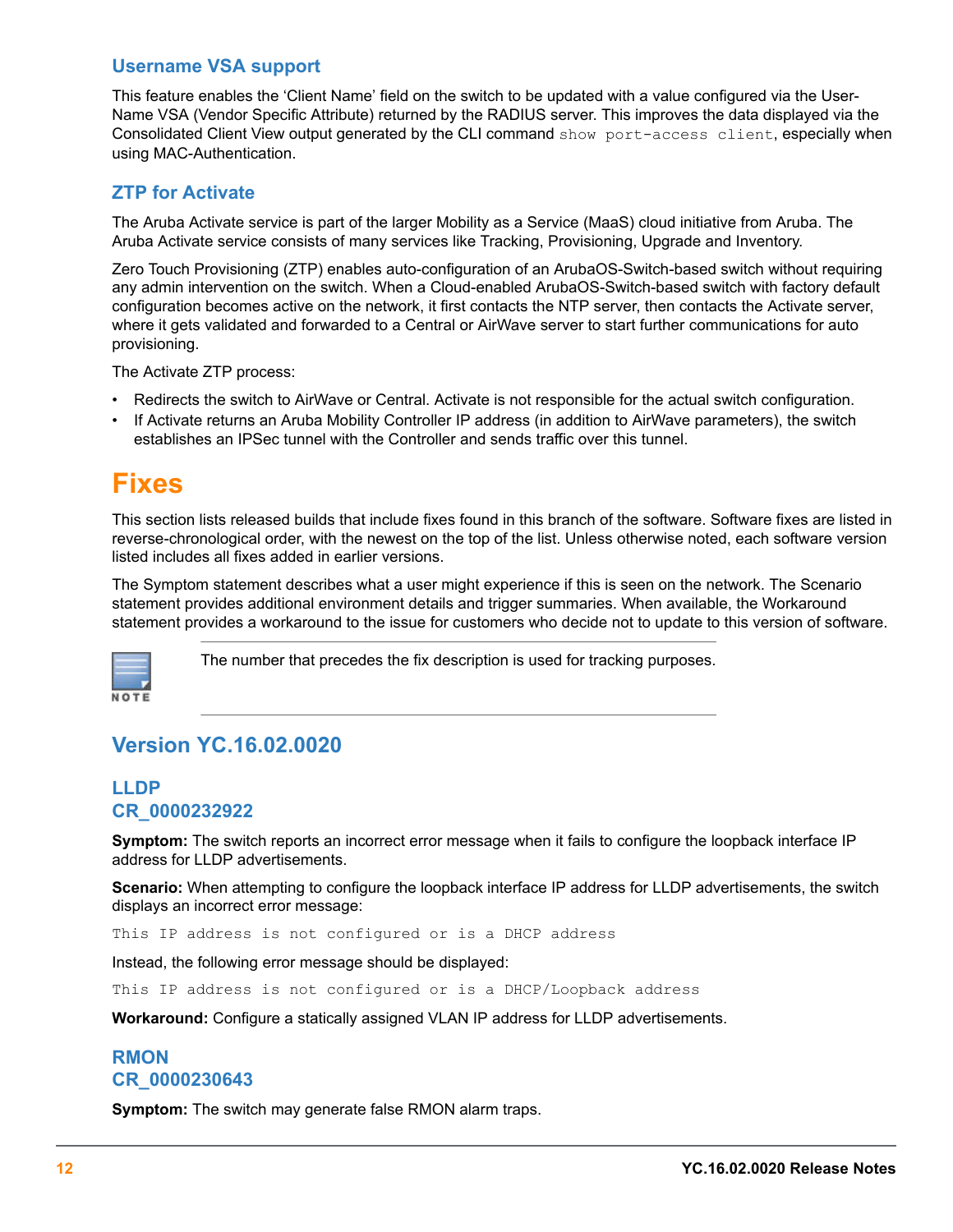### Username VSA support

This feature enables the 'Client Name' field on the switch to be updated with a value configured via the User-Name VSA (Vendor Specific Attribute) returned by the RADIUS server. This improves the data displayed via the Consolidated Client View output generated by the CLI command `show port-access client`, especially when using MAC-Authentication.

### ZTP for Activate

The Aruba Activate service is part of the larger Mobility as a Service (MaaS) cloud initiative from Aruba. The Aruba Activate service consists of many services like Tracking, Provisioning, Upgrade and Inventory.

Zero Touch Provisioning (ZTP) enables auto-configuration of an ArubaOS-Switch-based switch without requiring any admin intervention on the switch. When a Cloud-enabled ArubaOS-Switch-based switch with factory default configuration becomes active on the network, it first contacts the NTP server, then contacts the Activate server, where it gets validated and forwarded to a Central or AirWave server to start further communications for auto provisioning.

The Activate ZTP process:

- Redirects the switch to AirWave or Central. Activate is not responsible for the actual switch configuration.
- If Activate returns an Aruba Mobility Controller IP address (in addition to AirWave parameters), the switch establishes an IPSec tunnel with the Controller and sends traffic over this tunnel.

# Fixes

This section lists released builds that include fixes found in this branch of the software. Software fixes are listed in reverse-chronological order, with the newest on the top of the list. Unless otherwise noted, each software version listed includes all fixes added in earlier versions.

The Symptom statement describes what a user might experience if this is seen on the network. The Scenario statement provides additional environment details and trigger summaries. When available, the Workaround statement provides a workaround to the issue for customers who decide not to update to this version of software.

NOTE: The number that precedes the fix description is used for tracking purposes.

## Version YC.16.02.0020

### LLDP
### CR_0000232922

**Symptom:** The switch reports an incorrect error message when it fails to configure the loopback interface IP address for LLDP advertisements.

**Scenario:** When attempting to configure the loopback interface IP address for LLDP advertisements, the switch displays an incorrect error message:

```
This IP address is not configured or is a DHCP address
```

Instead, the following error message should be displayed:

```
This IP address is not configured or is a DHCP/Loopback address
```

**Workaround:** Configure a statically assigned VLAN IP address for LLDP advertisements.

### RMON
### CR_0000230643

**Symptom:** The switch may generate false RMON alarm traps.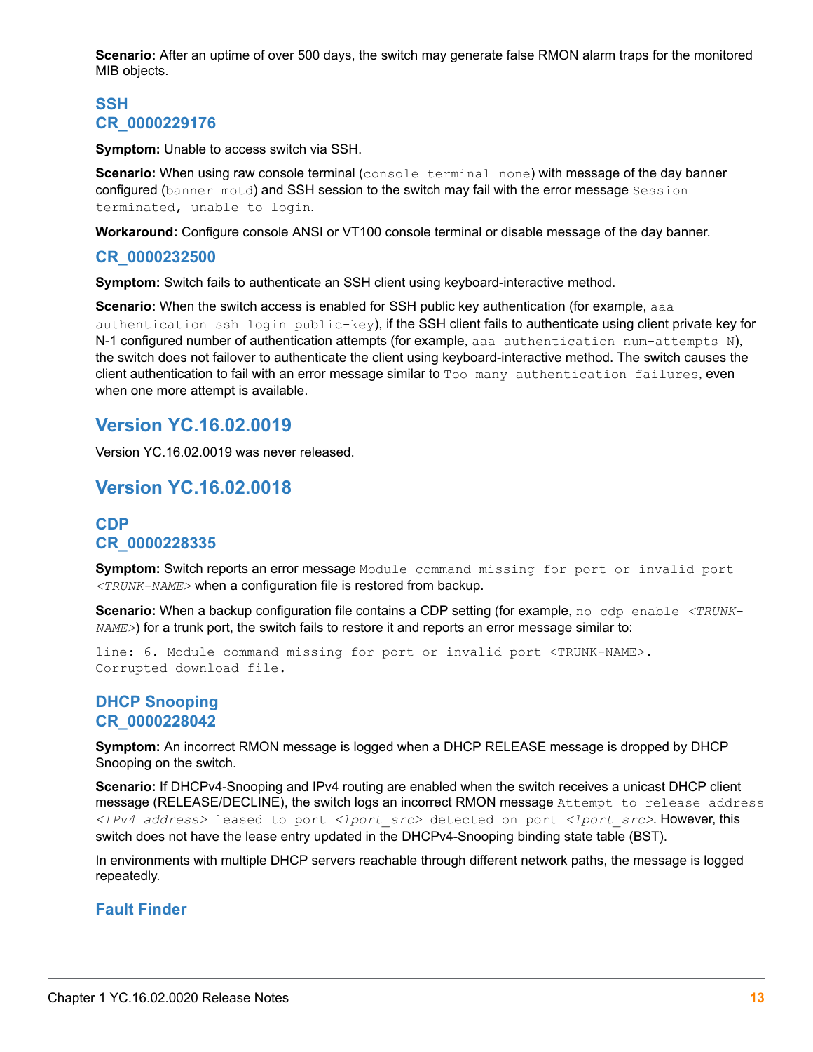**Scenario:** After an uptime of over 500 days, the switch may generate false RMON alarm traps for the monitored MIB objects.

### SSH
### CR_0000229176

**Symptom:** Unable to access switch via SSH.

**Scenario:** When using raw console terminal (`console terminal none`) with message of the day banner configured (`banner motd`) and SSH session to the switch may fail with the error message `Session terminated, unable to login`.

**Workaround:** Configure console ANSI or VT100 console terminal or disable message of the day banner.

### CR_0000232500

**Symptom:** Switch fails to authenticate an SSH client using keyboard-interactive method.

**Scenario:** When the switch access is enabled for SSH public key authentication (for example, `aaa authentication ssh login public-key`), if the SSH client fails to authenticate using client private key for N-1 configured number of authentication attempts (for example, `aaa authentication num-attempts N`), the switch does not failover to authenticate the client using keyboard-interactive method. The switch causes the client authentication to fail with an error message similar to `Too many authentication failures`, even when one more attempt is available.

## Version YC.16.02.0019

Version YC.16.02.0019 was never released.

## Version YC.16.02.0018

### CDP
### CR_0000228335

**Symptom:** Switch reports an error message `Module command missing for port or invalid port <TRUNK-NAME>` when a configuration file is restored from backup.

**Scenario:** When a backup configuration file contains a CDP setting (for example, `no cdp enable <TRUNK-NAME>`) for a trunk port, the switch fails to restore it and reports an error message similar to:

```
line: 6. Module command missing for port or invalid port <TRUNK-NAME>.
Corrupted download file.
```

### DHCP Snooping
### CR_0000228042

**Symptom:** An incorrect RMON message is logged when a DHCP RELEASE message is dropped by DHCP Snooping on the switch.

**Scenario:** If DHCPv4-Snooping and IPv4 routing are enabled when the switch receives a unicast DHCP client message (RELEASE/DECLINE), the switch logs an incorrect RMON message `Attempt to release address <IPv4 address> leased to port <lport_src> detected on port <lport_src>`. However, this switch does not have the lease entry updated in the DHCPv4-Snooping binding state table (BST).

In environments with multiple DHCP servers reachable through different network paths, the message is logged repeatedly.

### Fault Finder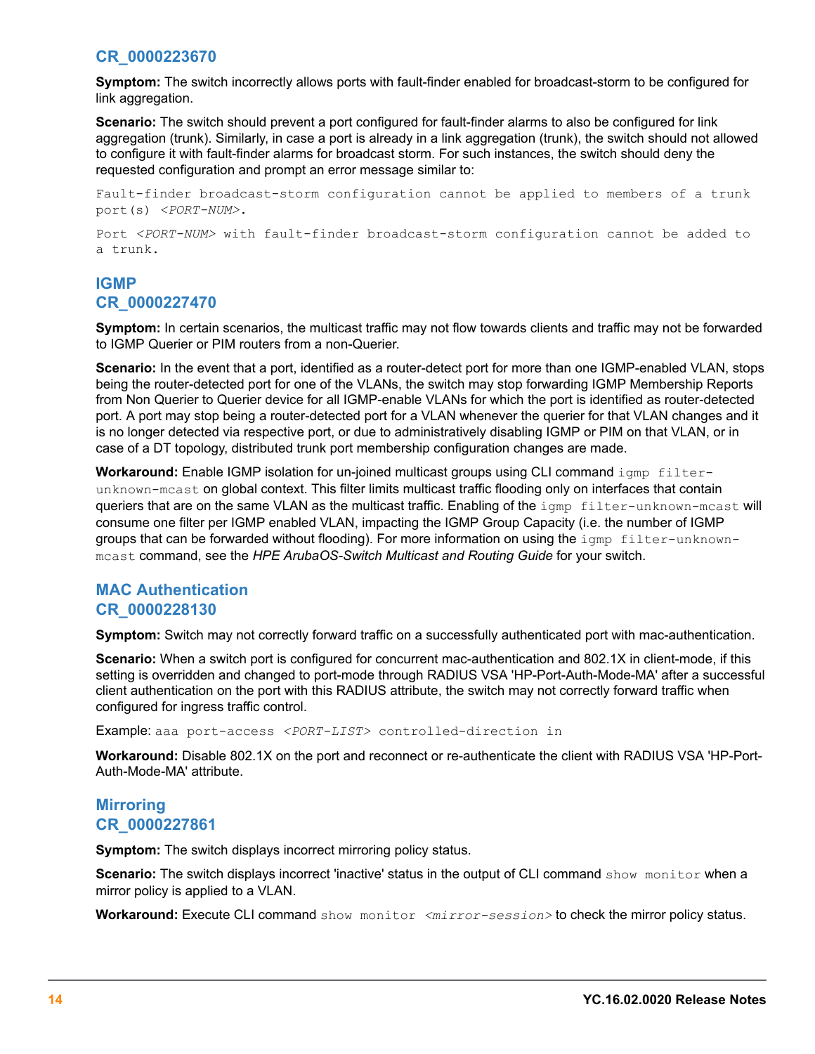### CR_0000223670

**Symptom:** The switch incorrectly allows ports with fault-finder enabled for broadcast-storm to be configured for link aggregation.

**Scenario:** The switch should prevent a port configured for fault-finder alarms to also be configured for link aggregation (trunk). Similarly, in case a port is already in a link aggregation (trunk), the switch should not allowed to configure it with fault-finder alarms for broadcast storm. For such instances, the switch should deny the requested configuration and prompt an error message similar to:

```
Fault-finder broadcast-storm configuration cannot be applied to members of a trunk port(s) <PORT-NUM>.
```

```
Port <PORT-NUM> with fault-finder broadcast-storm configuration cannot be added to a trunk.
```

## IGMP

### CR_0000227470

**Symptom:** In certain scenarios, the multicast traffic may not flow towards clients and traffic may not be forwarded to IGMP Querier or PIM routers from a non-Querier.

**Scenario:** In the event that a port, identified as a router-detect port for more than one IGMP-enabled VLAN, stops being the router-detected port for one of the VLANs, the switch may stop forwarding IGMP Membership Reports from Non Querier to Querier device for all IGMP-enable VLANs for which the port is identified as router-detected port. A port may stop being a router-detected port for a VLAN whenever the querier for that VLAN changes and it is no longer detected via respective port, or due to administratively disabling IGMP or PIM on that VLAN, or in case of a DT topology, distributed trunk port membership configuration changes are made.

**Workaround:** Enable IGMP isolation for un-joined multicast groups using CLI command `igmp filter-unknown-mcast` on global context. This filter limits multicast traffic flooding only on interfaces that contain queriers that are on the same VLAN as the multicast traffic. Enabling of the `igmp filter-unknown-mcast` will consume one filter per IGMP enabled VLAN, impacting the IGMP Group Capacity (i.e. the number of IGMP groups that can be forwarded without flooding). For more information on using the `igmp filter-unknown-mcast` command, see the *HPE ArubaOS-Switch Multicast and Routing Guide* for your switch.

## MAC Authentication

### CR_0000228130

**Symptom:** Switch may not correctly forward traffic on a successfully authenticated port with mac-authentication.

**Scenario:** When a switch port is configured for concurrent mac-authentication and 802.1X in client-mode, if this setting is overridden and changed to port-mode through RADIUS VSA 'HP-Port-Auth-Mode-MA' after a successful client authentication on the port with this RADIUS attribute, the switch may not correctly forward traffic when configured for ingress traffic control.

Example: `aaa port-access <PORT-LIST> controlled-direction in`

**Workaround:** Disable 802.1X on the port and reconnect or re-authenticate the client with RADIUS VSA 'HP-Port-Auth-Mode-MA' attribute.

## Mirroring

### CR_0000227861

**Symptom:** The switch displays incorrect mirroring policy status.

**Scenario:** The switch displays incorrect 'inactive' status in the output of CLI command `show monitor` when a mirror policy is applied to a VLAN.

**Workaround:** Execute CLI command `show monitor <mirror-session>` to check the mirror policy status.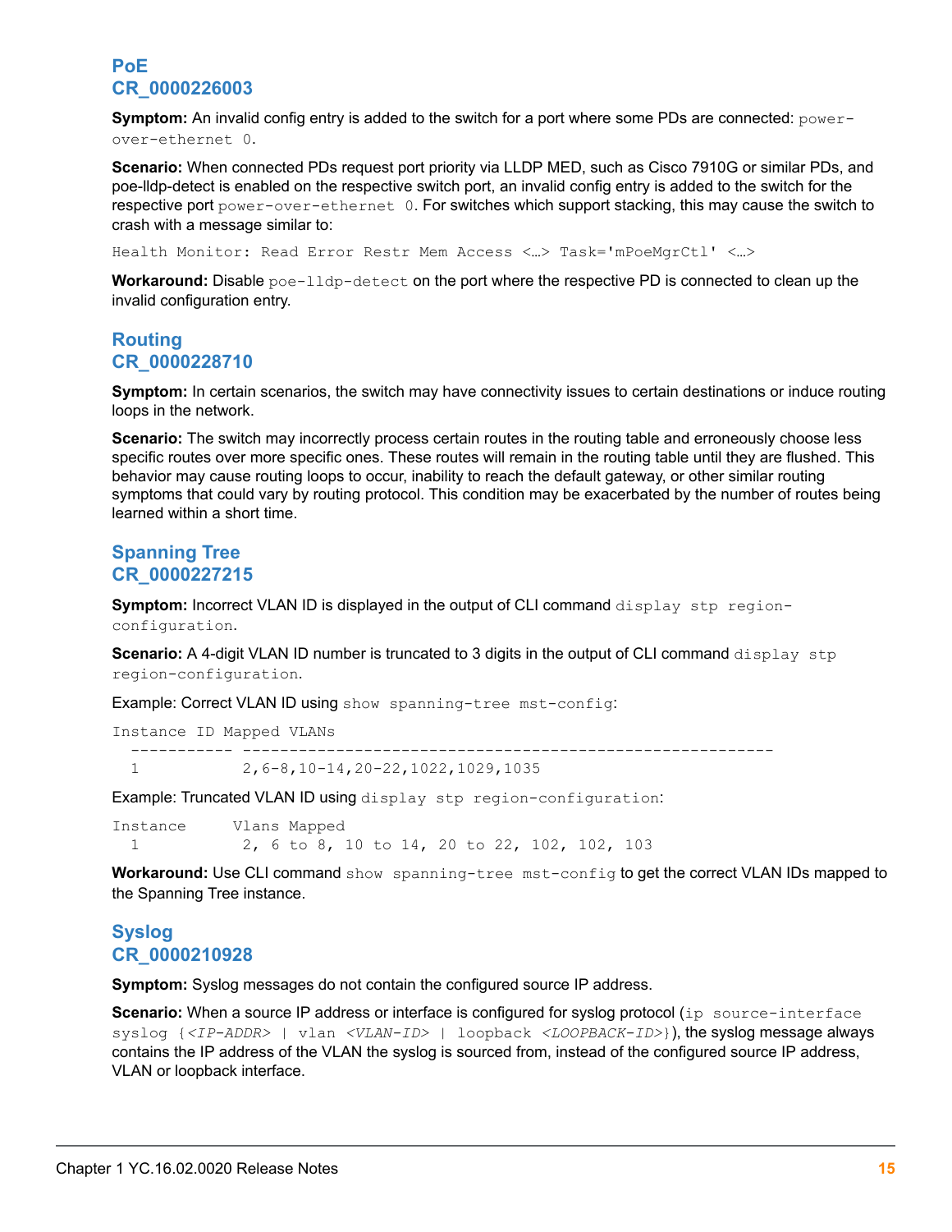## PoE
## CR_0000226003

**Symptom:** An invalid config entry is added to the switch for a port where some PDs are connected: `power-over-ethernet 0`.

**Scenario:** When connected PDs request port priority via LLDP MED, such as Cisco 7910G or similar PDs, and poe-lldp-detect is enabled on the respective switch port, an invalid config entry is added to the switch for the respective port `power-over-ethernet 0`. For switches which support stacking, this may cause the switch to crash with a message similar to:

```
Health Monitor: Read Error Restr Mem Access <…> Task='mPoeMgrCtl' <…>
```

**Workaround:** Disable `poe-lldp-detect` on the port where the respective PD is connected to clean up the invalid configuration entry.

## Routing
## CR_0000228710

**Symptom:** In certain scenarios, the switch may have connectivity issues to certain destinations or induce routing loops in the network.

**Scenario:** The switch may incorrectly process certain routes in the routing table and erroneously choose less specific routes over more specific ones. These routes will remain in the routing table until they are flushed. This behavior may cause routing loops to occur, inability to reach the default gateway, or other similar routing symptoms that could vary by routing protocol. This condition may be exacerbated by the number of routes being learned within a short time.

## Spanning Tree
## CR_0000227215

**Symptom:** Incorrect VLAN ID is displayed in the output of CLI command `display stp region-configuration`.

**Scenario:** A 4-digit VLAN ID number is truncated to 3 digits in the output of CLI command `display stp region-configuration`.

Example: Correct VLAN ID using `show spanning-tree mst-config`:

```
Instance ID Mapped VLANs
  ----------- ---------------------------------------------------------
  1           2,6-8,10-14,20-22,1022,1029,1035
```

Example: Truncated VLAN ID using `display stp region-configuration`:

```
Instance      Vlans Mapped
  1            2, 6 to 8, 10 to 14, 20 to 22, 102, 102, 103
```

**Workaround:** Use CLI command `show spanning-tree mst-config` to get the correct VLAN IDs mapped to the Spanning Tree instance.

## Syslog
## CR_0000210928

**Symptom:** Syslog messages do not contain the configured source IP address.

**Scenario:** When a source IP address or interface is configured for syslog protocol (`ip source-interface syslog {<IP-ADDR> | vlan <VLAN-ID> | loopback <LOOPBACK-ID>}`), the syslog message always contains the IP address of the VLAN the syslog is sourced from, instead of the configured source IP address, VLAN or loopback interface.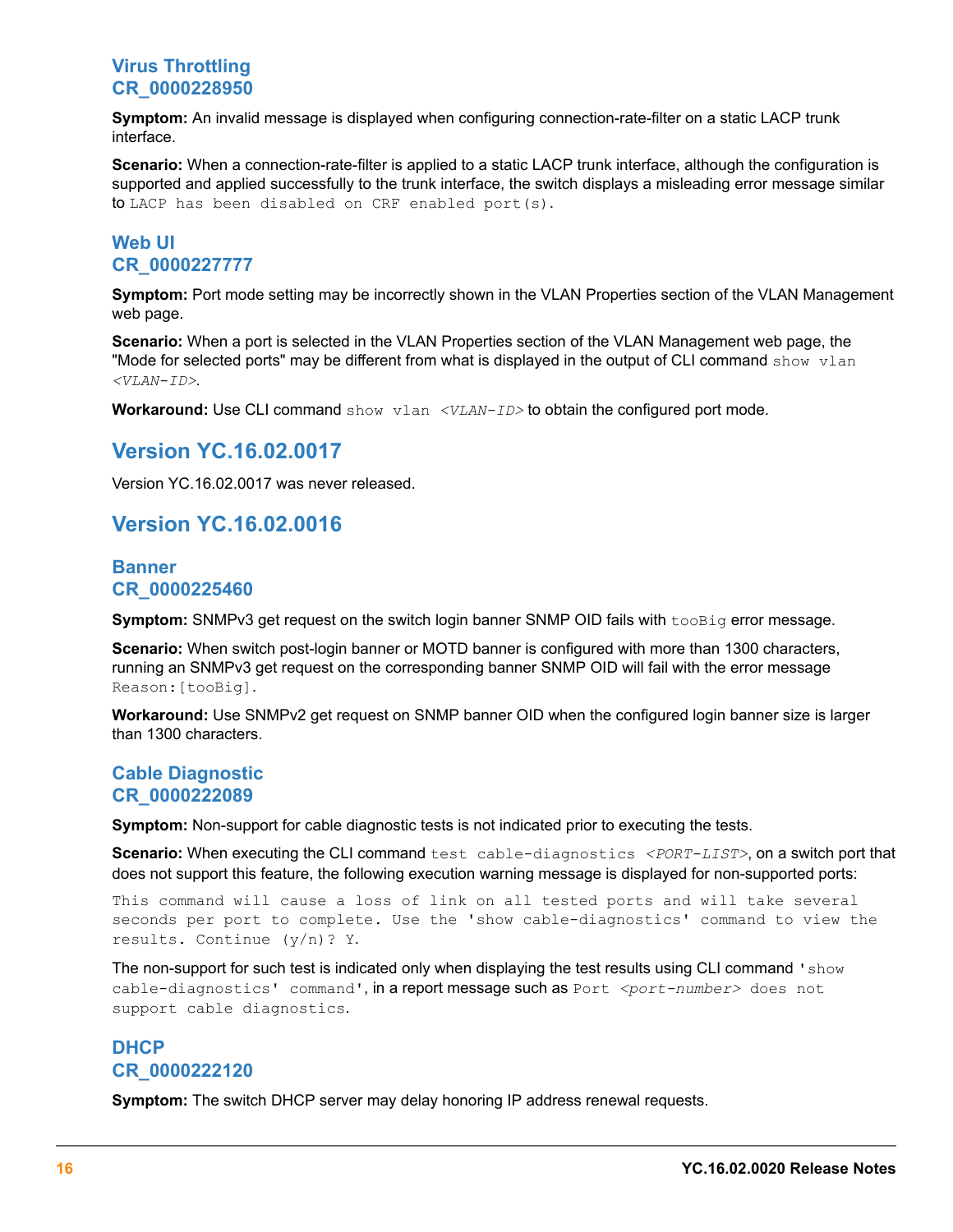### Virus Throttling
### CR_0000228950

**Symptom:** An invalid message is displayed when configuring connection-rate-filter on a static LACP trunk interface.

**Scenario:** When a connection-rate-filter is applied to a static LACP trunk interface, although the configuration is supported and applied successfully to the trunk interface, the switch displays a misleading error message similar to `LACP has been disabled on CRF enabled port(s).`

### Web UI
### CR_0000227777

**Symptom:** Port mode setting may be incorrectly shown in the VLAN Properties section of the VLAN Management web page.

**Scenario:** When a port is selected in the VLAN Properties section of the VLAN Management web page, the "Mode for selected ports" may be different from what is displayed in the output of CLI command `show vlan <VLAN-ID>`.

**Workaround:** Use CLI command `show vlan <VLAN-ID>` to obtain the configured port mode.

## Version YC.16.02.0017

Version YC.16.02.0017 was never released.

## Version YC.16.02.0016

### Banner
### CR_0000225460

**Symptom:** SNMPv3 get request on the switch login banner SNMP OID fails with `tooBig` error message.

**Scenario:** When switch post-login banner or MOTD banner is configured with more than 1300 characters, running an SNMPv3 get request on the corresponding banner SNMP OID will fail with the error message `Reason:[tooBig]`.

**Workaround:** Use SNMPv2 get request on SNMP banner OID when the configured login banner size is larger than 1300 characters.

### Cable Diagnostic
### CR_0000222089

**Symptom:** Non-support for cable diagnostic tests is not indicated prior to executing the tests.

**Scenario:** When executing the CLI command `test cable-diagnostics <PORT-LIST>`, on a switch port that does not support this feature, the following execution warning message is displayed for non-supported ports:

```
This command will cause a loss of link on all tested ports and will take several
seconds per port to complete. Use the 'show cable-diagnostics' command to view the
results. Continue (y/n)? Y.
```

The non-support for such test is indicated only when displaying the test results using CLI command `'show cable-diagnostics' command'`, in a report message such as `Port <port-number> does not support cable diagnostics`.

### DHCP
### CR_0000222120

**Symptom:** The switch DHCP server may delay honoring IP address renewal requests.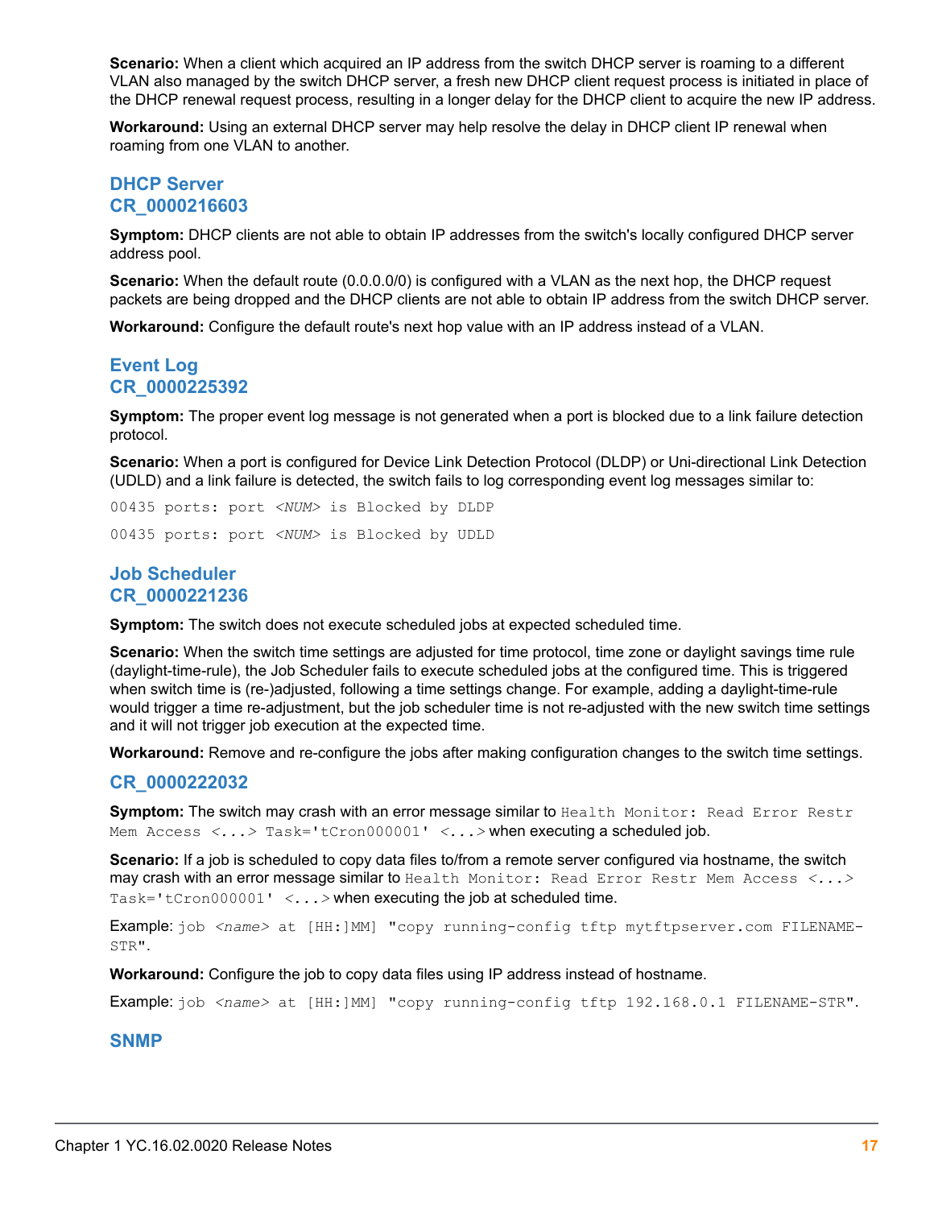**Scenario:** When a client which acquired an IP address from the switch DHCP server is roaming to a different VLAN also managed by the switch DHCP server, a fresh new DHCP client request process is initiated in place of the DHCP renewal request process, resulting in a longer delay for the DHCP client to acquire the new IP address.

**Workaround:** Using an external DHCP server may help resolve the delay in DHCP client IP renewal when roaming from one VLAN to another.

### DHCP Server
### CR_0000216603

**Symptom:** DHCP clients are not able to obtain IP addresses from the switch's locally configured DHCP server address pool.

**Scenario:** When the default route (0.0.0.0/0) is configured with a VLAN as the next hop, the DHCP request packets are being dropped and the DHCP clients are not able to obtain IP address from the switch DHCP server.

**Workaround:** Configure the default route's next hop value with an IP address instead of a VLAN.

### Event Log
### CR_0000225392

**Symptom:** The proper event log message is not generated when a port is blocked due to a link failure detection protocol.

**Scenario:** When a port is configured for Device Link Detection Protocol (DLDP) or Uni-directional Link Detection (UDLD) and a link failure is detected, the switch fails to log corresponding event log messages similar to:

```
00435 ports: port <NUM> is Blocked by DLDP
```

```
00435 ports: port <NUM> is Blocked by UDLD
```

### Job Scheduler
### CR_0000221236

**Symptom:** The switch does not execute scheduled jobs at expected scheduled time.

**Scenario:** When the switch time settings are adjusted for time protocol, time zone or daylight savings time rule (daylight-time-rule), the Job Scheduler fails to execute scheduled jobs at the configured time. This is triggered when switch time is (re-)adjusted, following a time settings change. For example, adding a daylight-time-rule would trigger a time re-adjustment, but the job scheduler time is not re-adjusted with the new switch time settings and it will not trigger job execution at the expected time.

**Workaround:** Remove and re-configure the jobs after making configuration changes to the switch time settings.

### CR_0000222032

**Symptom:** The switch may crash with an error message similar to `Health Monitor: Read Error Restr Mem Access <...> Task='tCron000001' <...>` when executing a scheduled job.

**Scenario:** If a job is scheduled to copy data files to/from a remote server configured via hostname, the switch may crash with an error message similar to `Health Monitor: Read Error Restr Mem Access <...> Task='tCron000001' <...>` when executing the job at scheduled time.

Example: `job <name> at [HH:]MM] "copy running-config tftp mytftpserver.com FILENAME-STR"`.

**Workaround:** Configure the job to copy data files using IP address instead of hostname.

Example: `job <name> at [HH:]MM] "copy running-config tftp 192.168.0.1 FILENAME-STR"`.

### SNMP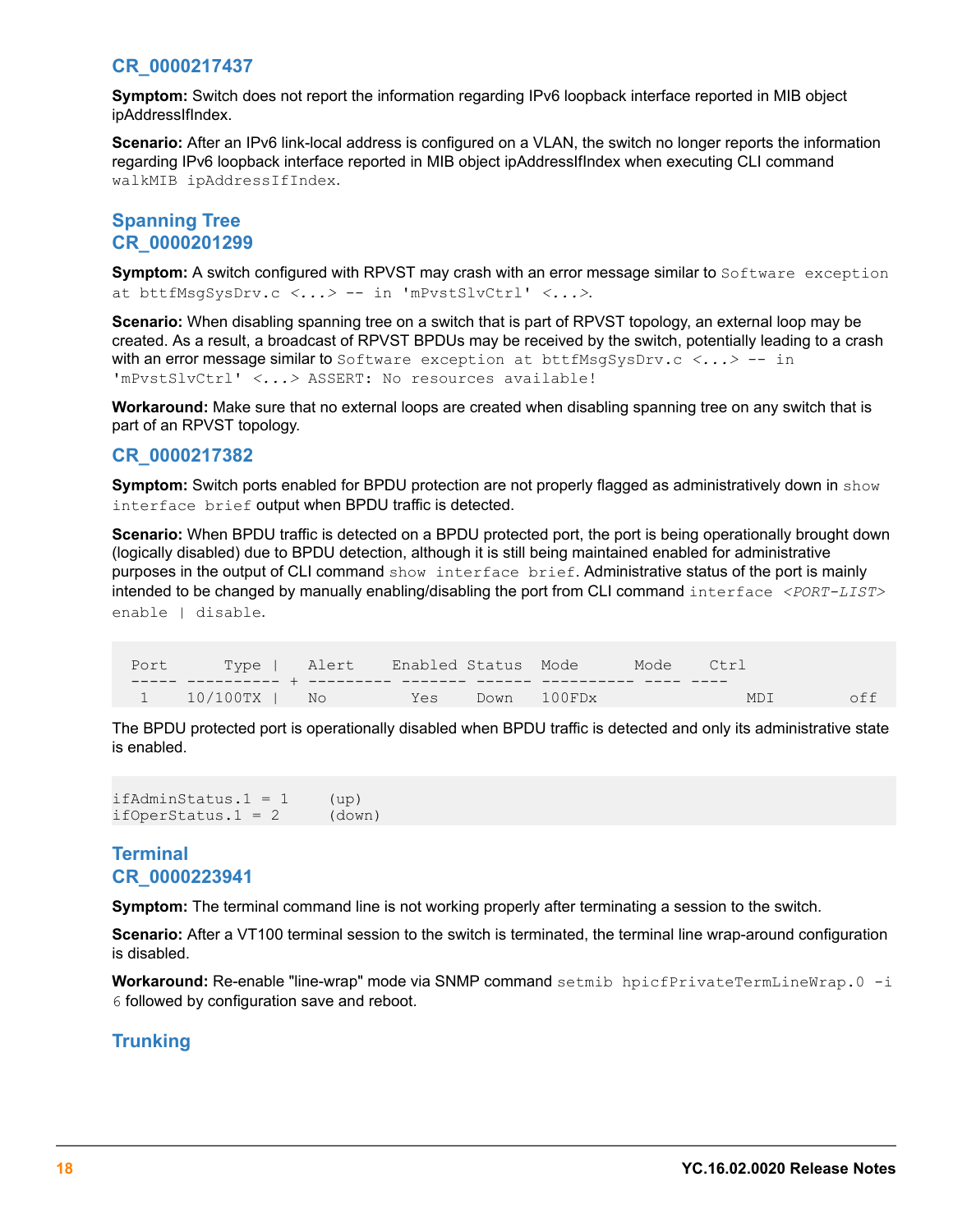### CR_0000217437

**Symptom:** Switch does not report the information regarding IPv6 loopback interface reported in MIB object ipAddressIfIndex.

**Scenario:** After an IPv6 link-local address is configured on a VLAN, the switch no longer reports the information regarding IPv6 loopback interface reported in MIB object ipAddressIfIndex when executing CLI command `walkMIB ipAddressIfIndex`.

## Spanning Tree

### CR_0000201299

**Symptom:** A switch configured with RPVST may crash with an error message similar to `Software exception at bttfMsgSysDrv.c <...> -- in 'mPvstSlvCtrl' <...>`.

**Scenario:** When disabling spanning tree on a switch that is part of RPVST topology, an external loop may be created. As a result, a broadcast of RPVST BPDUs may be received by the switch, potentially leading to a crash with an error message similar to `Software exception at bttfMsgSysDrv.c <...> -- in 'mPvstSlvCtrl' <...> ASSERT: No resources available!`

**Workaround:** Make sure that no external loops are created when disabling spanning tree on any switch that is part of an RPVST topology.

### CR_0000217382

**Symptom:** Switch ports enabled for BPDU protection are not properly flagged as administratively down in `show interface brief` output when BPDU traffic is detected.

**Scenario:** When BPDU traffic is detected on a BPDU protected port, the port is being operationally brought down (logically disabled) due to BPDU detection, although it is still being maintained enabled for administrative purposes in the output of CLI command `show interface brief`. Administrative status of the port is mainly intended to be changed by manually enabling/disabling the port from CLI command `interface <PORT-LIST> enable | disable`.

```
 Port      Type |   Alert    Enabled Status  Mode       Mode    Ctrl
 ----- ---------- + --------- ------- ------ ---------- ---- ----
  1    10/100TX |   No          Yes     Down    100FDx              MDI         off
```

The BPDU protected port is operationally disabled when BPDU traffic is detected and only its administrative state is enabled.

```
ifAdminStatus.1 = 1     (up)
ifOperStatus.1 = 2      (down)
```

## Terminal

### CR_0000223941

**Symptom:** The terminal command line is not working properly after terminating a session to the switch.

**Scenario:** After a VT100 terminal session to the switch is terminated, the terminal line wrap-around configuration is disabled.

**Workaround:** Re-enable "line-wrap" mode via SNMP command `setmib hpicfPrivateTermLineWrap.0 -i 6` followed by configuration save and reboot.

## Trunking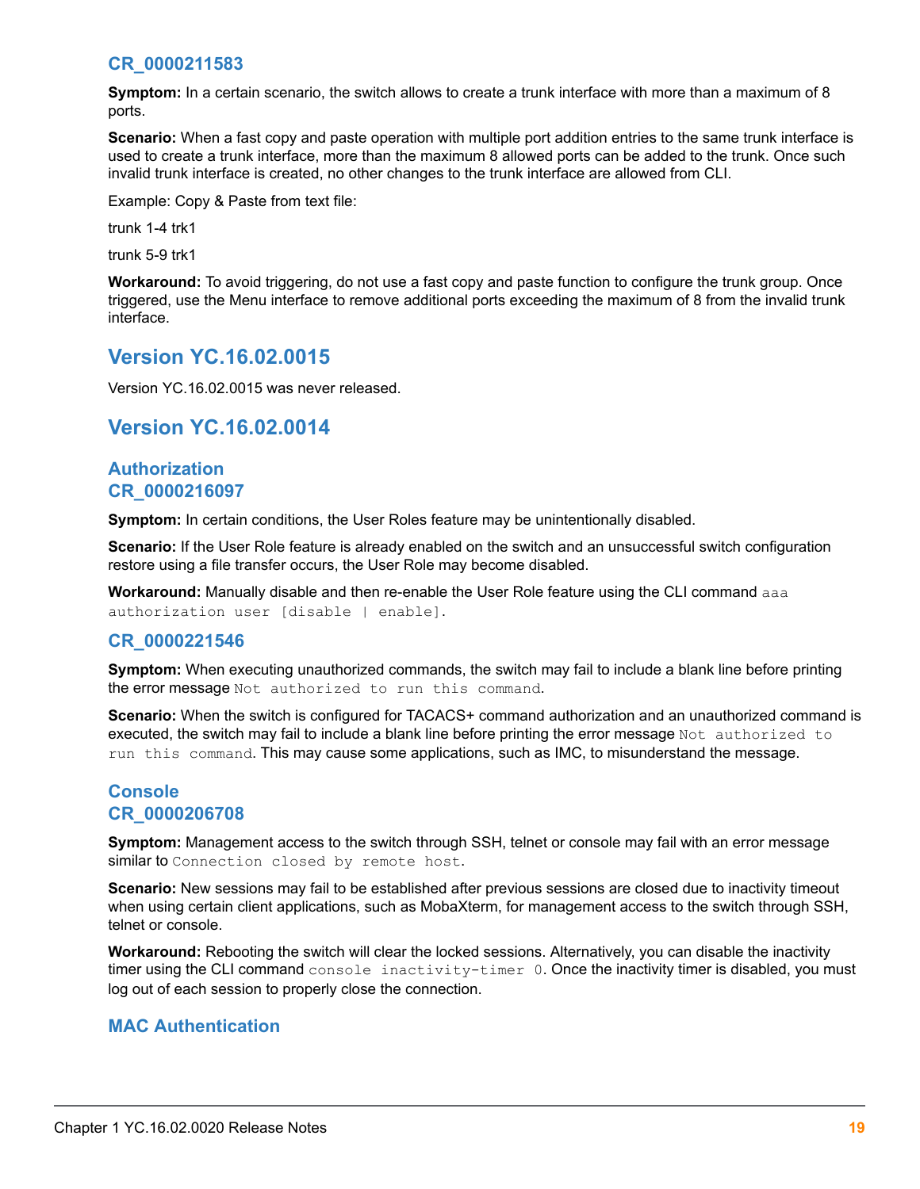### CR_0000211583

**Symptom:** In a certain scenario, the switch allows to create a trunk interface with more than a maximum of 8 ports.

**Scenario:** When a fast copy and paste operation with multiple port addition entries to the same trunk interface is used to create a trunk interface, more than the maximum 8 allowed ports can be added to the trunk. Once such invalid trunk interface is created, no other changes to the trunk interface are allowed from CLI.

Example: Copy & Paste from text file:

trunk 1-4 trk1

trunk 5-9 trk1

**Workaround:** To avoid triggering, do not use a fast copy and paste function to configure the trunk group. Once triggered, use the Menu interface to remove additional ports exceeding the maximum of 8 from the invalid trunk interface.

## Version YC.16.02.0015

Version YC.16.02.0015 was never released.

## Version YC.16.02.0014

### Authorization

### CR_0000216097

**Symptom:** In certain conditions, the User Roles feature may be unintentionally disabled.

**Scenario:** If the User Role feature is already enabled on the switch and an unsuccessful switch configuration restore using a file transfer occurs, the User Role may become disabled.

**Workaround:** Manually disable and then re-enable the User Role feature using the CLI command `aaa authorization user [disable | enable]`.

### CR_0000221546

**Symptom:** When executing unauthorized commands, the switch may fail to include a blank line before printing the error message `Not authorized to run this command`.

**Scenario:** When the switch is configured for TACACS+ command authorization and an unauthorized command is executed, the switch may fail to include a blank line before printing the error message `Not authorized to run this command`. This may cause some applications, such as IMC, to misunderstand the message.

### Console

### CR_0000206708

**Symptom:** Management access to the switch through SSH, telnet or console may fail with an error message similar to `Connection closed by remote host`.

**Scenario:** New sessions may fail to be established after previous sessions are closed due to inactivity timeout when using certain client applications, such as MobaXterm, for management access to the switch through SSH, telnet or console.

**Workaround:** Rebooting the switch will clear the locked sessions. Alternatively, you can disable the inactivity timer using the CLI command `console inactivity-timer 0`. Once the inactivity timer is disabled, you must log out of each session to properly close the connection.

### MAC Authentication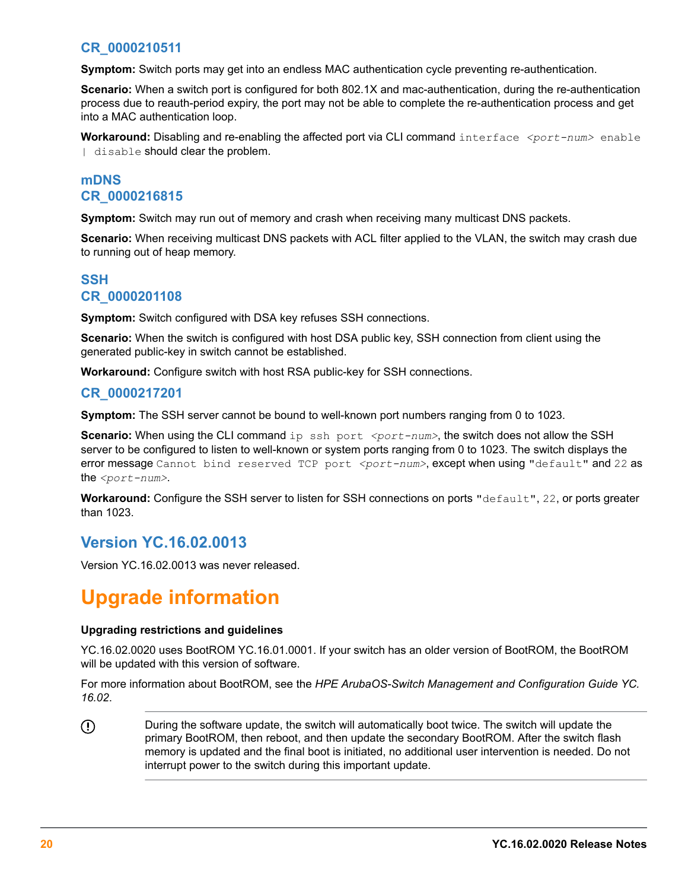### CR_0000210511

**Symptom:** Switch ports may get into an endless MAC authentication cycle preventing re-authentication.

**Scenario:** When a switch port is configured for both 802.1X and mac-authentication, during the re-authentication process due to reauth-period expiry, the port may not be able to complete the re-authentication process and get into a MAC authentication loop.

**Workaround:** Disabling and re-enabling the affected port via CLI command `interface <port-num> enable | disable` should clear the problem.

### mDNS
### CR_0000216815

**Symptom:** Switch may run out of memory and crash when receiving many multicast DNS packets.

**Scenario:** When receiving multicast DNS packets with ACL filter applied to the VLAN, the switch may crash due to running out of heap memory.

### SSH
### CR_0000201108

**Symptom:** Switch configured with DSA key refuses SSH connections.

**Scenario:** When the switch is configured with host DSA public key, SSH connection from client using the generated public-key in switch cannot be established.

**Workaround:** Configure switch with host RSA public-key for SSH connections.

### CR_0000217201

**Symptom:** The SSH server cannot be bound to well-known port numbers ranging from 0 to 1023.

**Scenario:** When using the CLI command `ip ssh port <port-num>`, the switch does not allow the SSH server to be configured to listen to well-known or system ports ranging from 0 to 1023. The switch displays the error message `Cannot bind reserved TCP port <port-num>`, except when using `"default"` and `22` as the `<port-num>`.

**Workaround:** Configure the SSH server to listen for SSH connections on ports `"default"`, `22`, or ports greater than 1023.

## Version YC.16.02.0013

Version YC.16.02.0013 was never released.

# Upgrade information

**Upgrading restrictions and guidelines**

YC.16.02.0020 uses BootROM YC.16.01.0001. If your switch has an older version of BootROM, the BootROM will be updated with this version of software.

For more information about BootROM, see the *HPE ArubaOS-Switch Management and Configuration Guide YC. 16.02*.

During the software update, the switch will automatically boot twice. The switch will update the primary BootROM, then reboot, and then update the secondary BootROM. After the switch flash memory is updated and the final boot is initiated, no additional user intervention is needed. Do not interrupt power to the switch during this important update.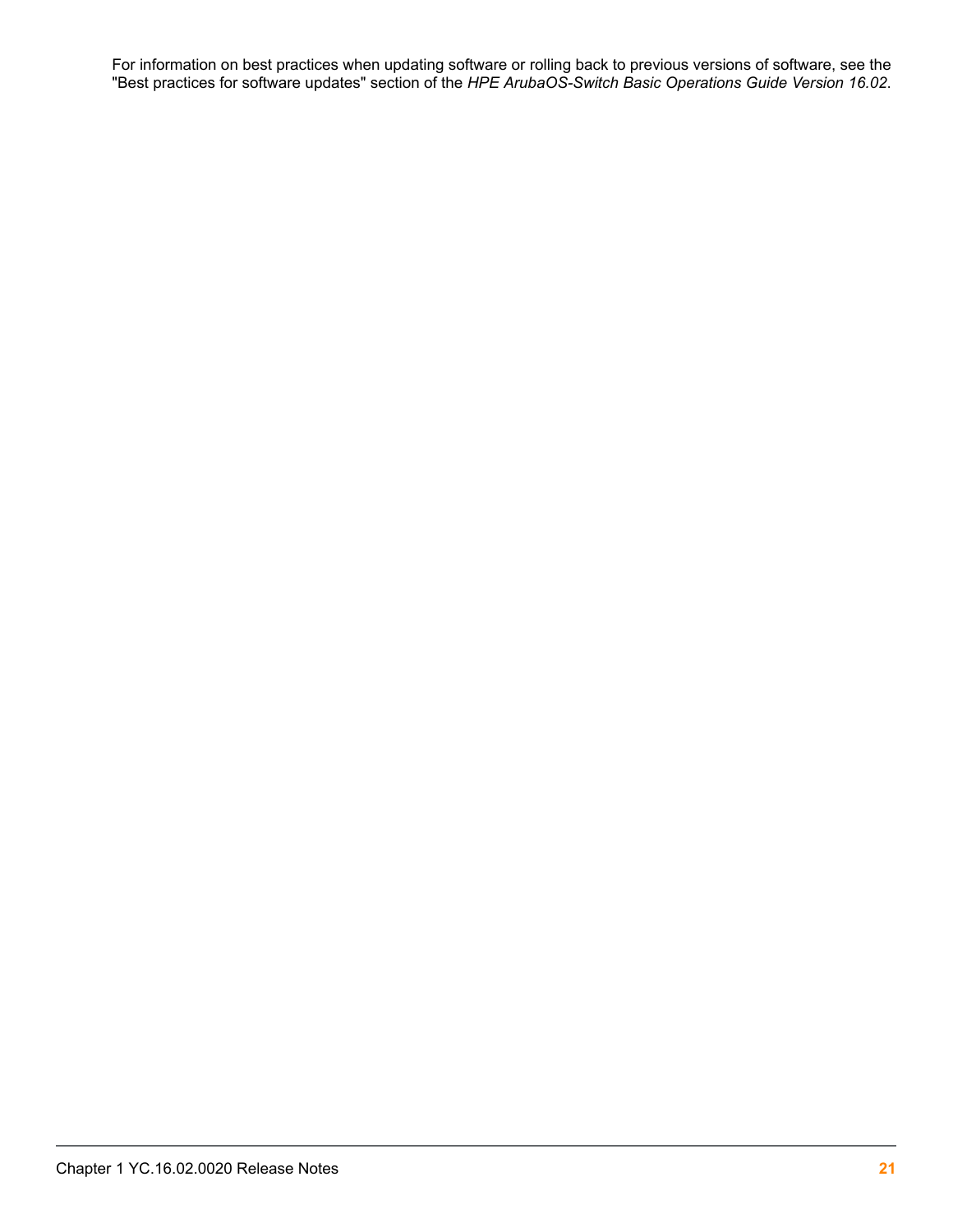For information on best practices when updating software or rolling back to previous versions of software, see the "Best practices for software updates" section of the *HPE ArubaOS-Switch Basic Operations Guide Version 16.02*.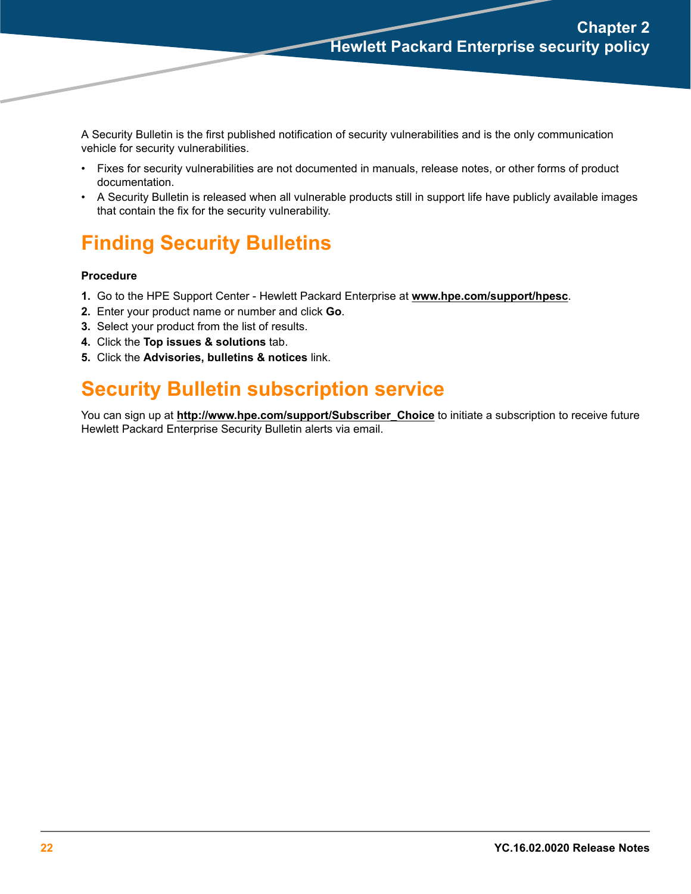# Chapter 2 Hewlett Packard Enterprise security policy

A Security Bulletin is the first published notification of security vulnerabilities and is the only communication vehicle for security vulnerabilities.

- Fixes for security vulnerabilities are not documented in manuals, release notes, or other forms of product documentation.
- A Security Bulletin is released when all vulnerable products still in support life have publicly available images that contain the fix for the security vulnerability.

## Finding Security Bulletins

**Procedure**

1. Go to the HPE Support Center - Hewlett Packard Enterprise at **www.hpe.com/support/hpesc**.
2. Enter your product name or number and click **Go**.
3. Select your product from the list of results.
4. Click the **Top issues & solutions** tab.
5. Click the **Advisories, bulletins & notices** link.

## Security Bulletin subscription service

You can sign up at **http://www.hpe.com/support/Subscriber_Choice** to initiate a subscription to receive future Hewlett Packard Enterprise Security Bulletin alerts via email.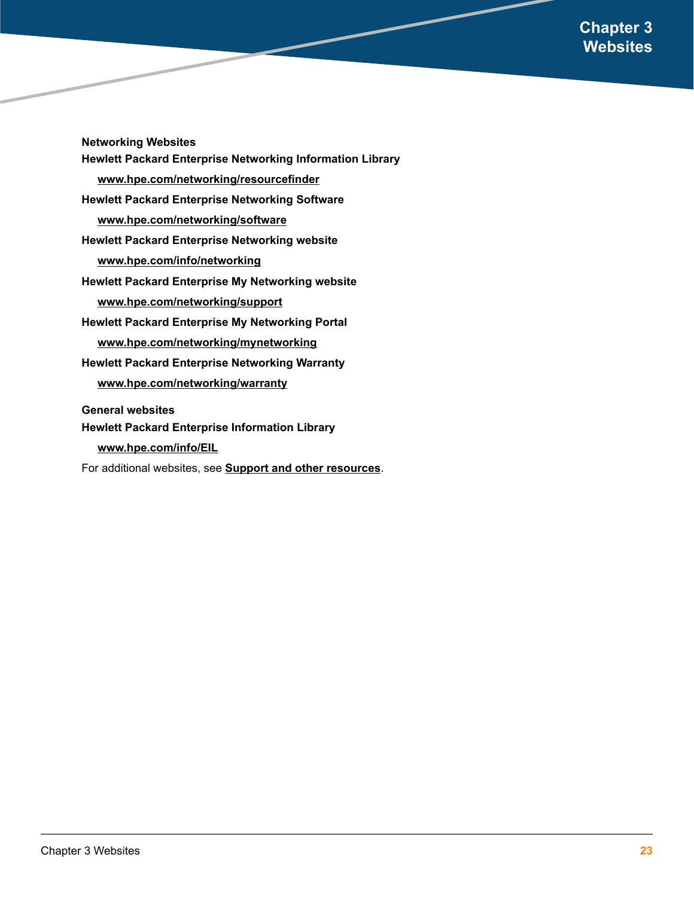# Chapter 3 Websites

**Networking Websites**

**Hewlett Packard Enterprise Networking Information Library**

**www.hpe.com/networking/resourcefinder**

**Hewlett Packard Enterprise Networking Software**

**www.hpe.com/networking/software**

**Hewlett Packard Enterprise Networking website**

**www.hpe.com/info/networking**

**Hewlett Packard Enterprise My Networking website**

**www.hpe.com/networking/support**

**Hewlett Packard Enterprise My Networking Portal**

**www.hpe.com/networking/mynetworking**

**Hewlett Packard Enterprise Networking Warranty**

**www.hpe.com/networking/warranty**

**General websites**

**Hewlett Packard Enterprise Information Library**

**www.hpe.com/info/EIL**

For additional websites, see **Support and other resources**.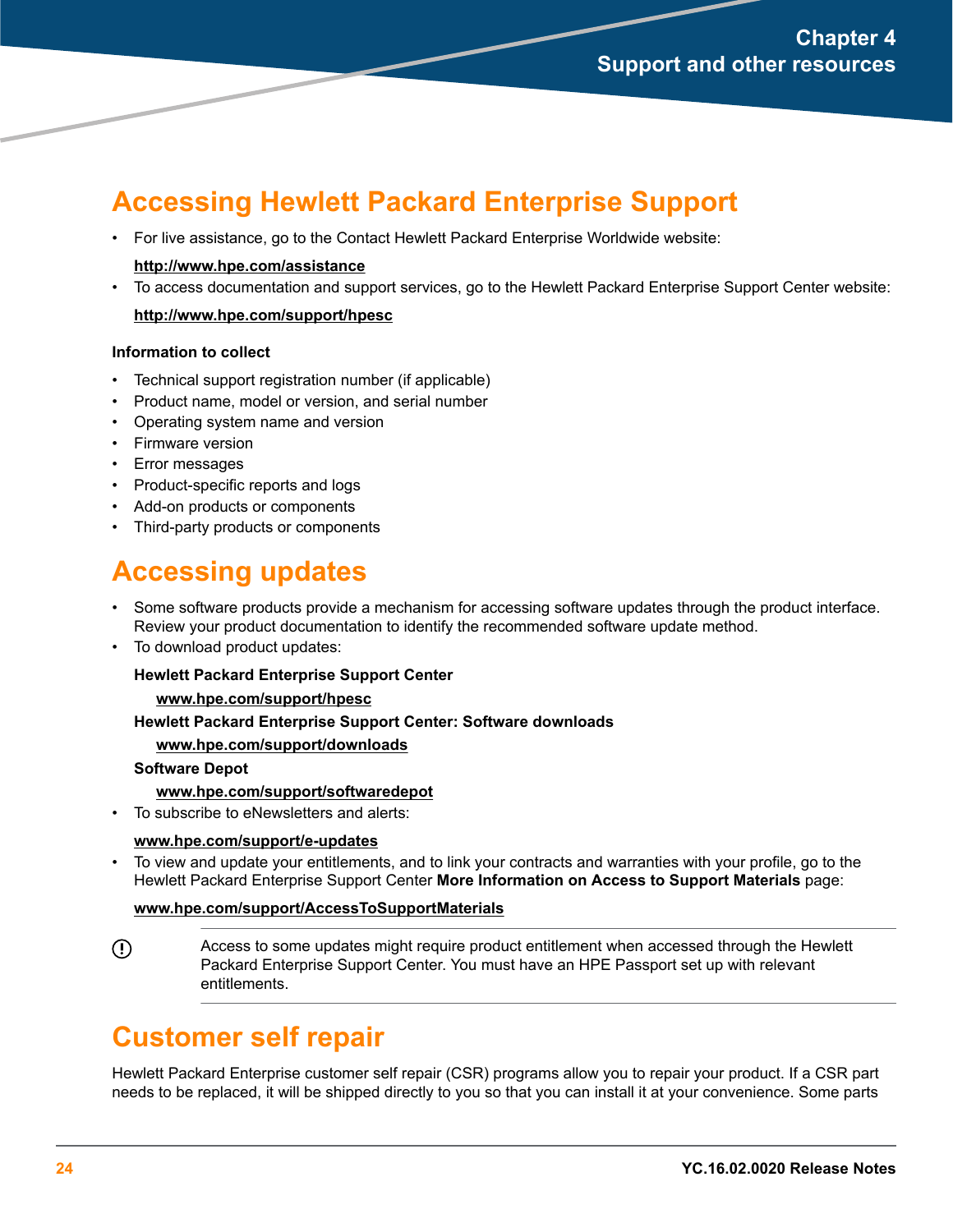# Chapter 4 Support and other resources

## Accessing Hewlett Packard Enterprise Support

- For live assistance, go to the Contact Hewlett Packard Enterprise Worldwide website:

  **http://www.hpe.com/assistance**
- To access documentation and support services, go to the Hewlett Packard Enterprise Support Center website:

  **http://www.hpe.com/support/hpesc**

**Information to collect**

- Technical support registration number (if applicable)
- Product name, model or version, and serial number
- Operating system name and version
- Firmware version
- Error messages
- Product-specific reports and logs
- Add-on products or components
- Third-party products or components

## Accessing updates

- Some software products provide a mechanism for accessing software updates through the product interface. Review your product documentation to identify the recommended software update method.
- To download product updates:

  **Hewlett Packard Enterprise Support Center**

  **www.hpe.com/support/hpesc**

  **Hewlett Packard Enterprise Support Center: Software downloads**

  **www.hpe.com/support/downloads**

  **Software Depot**

  **www.hpe.com/support/softwaredepot**
- To subscribe to eNewsletters and alerts:

  **www.hpe.com/support/e-updates**
- To view and update your entitlements, and to link your contracts and warranties with your profile, go to the Hewlett Packard Enterprise Support Center **More Information on Access to Support Materials** page:

  **www.hpe.com/support/AccessToSupportMaterials**

> Access to some updates might require product entitlement when accessed through the Hewlett Packard Enterprise Support Center. You must have an HPE Passport set up with relevant entitlements.

## Customer self repair

Hewlett Packard Enterprise customer self repair (CSR) programs allow you to repair your product. If a CSR part needs to be replaced, it will be shipped directly to you so that you can install it at your convenience. Some parts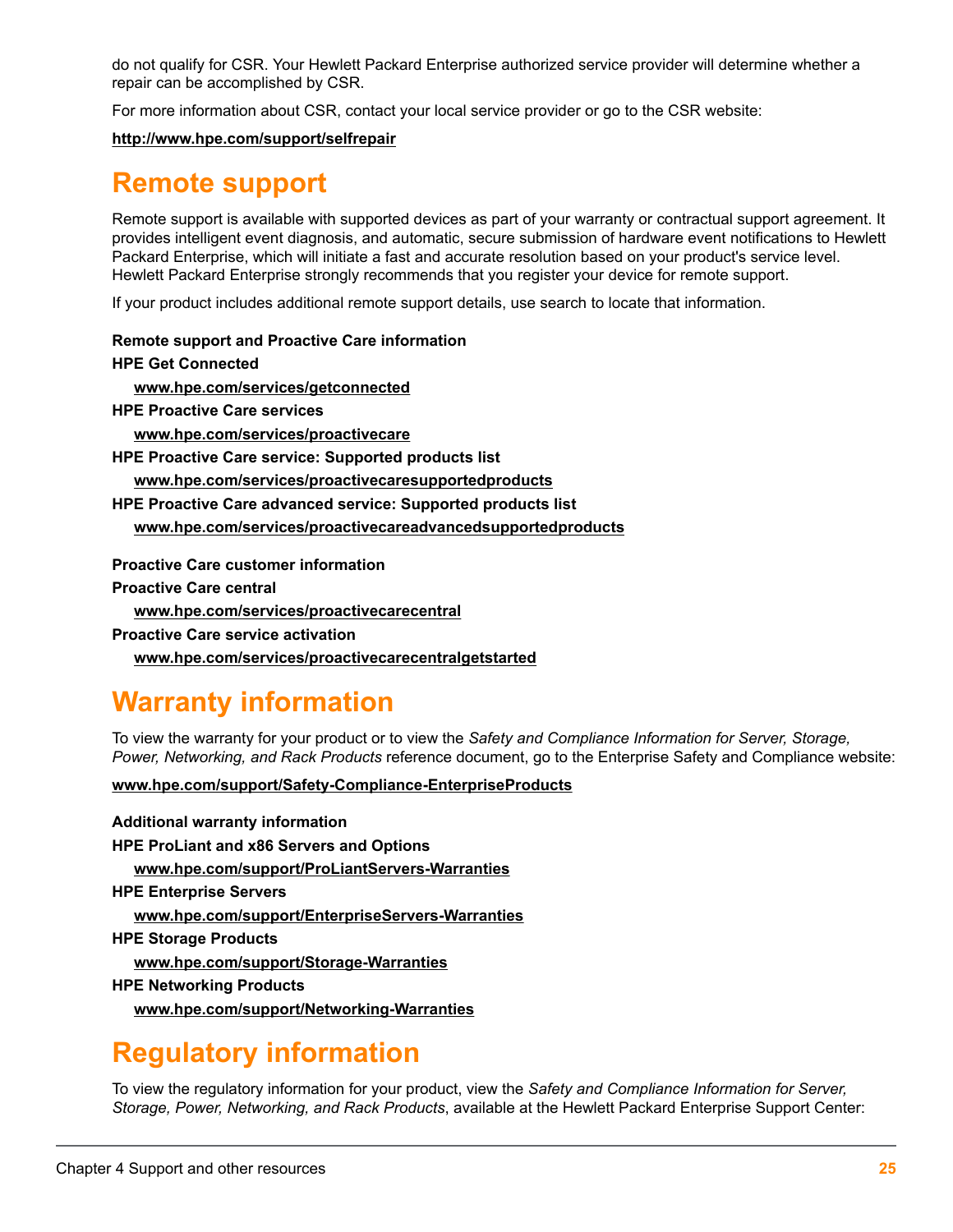do not qualify for CSR. Your Hewlett Packard Enterprise authorized service provider will determine whether a repair can be accomplished by CSR.

For more information about CSR, contact your local service provider or go to the CSR website:

**http://www.hpe.com/support/selfrepair**

# Remote support

Remote support is available with supported devices as part of your warranty or contractual support agreement. It provides intelligent event diagnosis, and automatic, secure submission of hardware event notifications to Hewlett Packard Enterprise, which will initiate a fast and accurate resolution based on your product's service level. Hewlett Packard Enterprise strongly recommends that you register your device for remote support.

If your product includes additional remote support details, use search to locate that information.

**Remote support and Proactive Care information**

**HPE Get Connected**

**www.hpe.com/services/getconnected**

**HPE Proactive Care services**

**www.hpe.com/services/proactivecare**

**HPE Proactive Care service: Supported products list**

**www.hpe.com/services/proactivecaresupportedproducts**

**HPE Proactive Care advanced service: Supported products list**

**www.hpe.com/services/proactivecareadvancedsupportedproducts**

**Proactive Care customer information**

**Proactive Care central**

**www.hpe.com/services/proactivecarecentral**

**Proactive Care service activation**

**www.hpe.com/services/proactivecarecentralgetstarted**

# Warranty information

To view the warranty for your product or to view the *Safety and Compliance Information for Server, Storage, Power, Networking, and Rack Products* reference document, go to the Enterprise Safety and Compliance website:

**www.hpe.com/support/Safety-Compliance-EnterpriseProducts**

**Additional warranty information**

**HPE ProLiant and x86 Servers and Options**

**www.hpe.com/support/ProLiantServers-Warranties**

**HPE Enterprise Servers**

**www.hpe.com/support/EnterpriseServers-Warranties**

**HPE Storage Products**

**www.hpe.com/support/Storage-Warranties**

**HPE Networking Products**

**www.hpe.com/support/Networking-Warranties**

# Regulatory information

To view the regulatory information for your product, view the *Safety and Compliance Information for Server, Storage, Power, Networking, and Rack Products*, available at the Hewlett Packard Enterprise Support Center: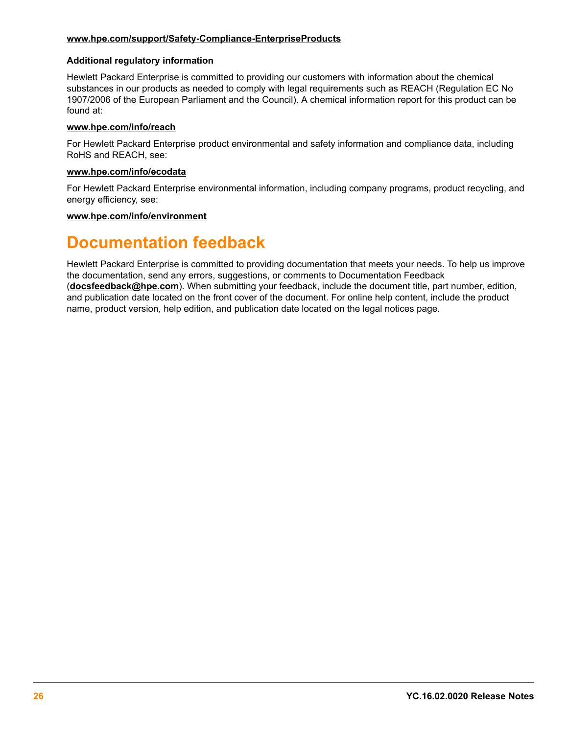**www.hpe.com/support/Safety-Compliance-EnterpriseProducts**

**Additional regulatory information**

Hewlett Packard Enterprise is committed to providing our customers with information about the chemical substances in our products as needed to comply with legal requirements such as REACH (Regulation EC No 1907/2006 of the European Parliament and the Council). A chemical information report for this product can be found at:

**www.hpe.com/info/reach**

For Hewlett Packard Enterprise product environmental and safety information and compliance data, including RoHS and REACH, see:

**www.hpe.com/info/ecodata**

For Hewlett Packard Enterprise environmental information, including company programs, product recycling, and energy efficiency, see:

**www.hpe.com/info/environment**

# Documentation feedback

Hewlett Packard Enterprise is committed to providing documentation that meets your needs. To help us improve the documentation, send any errors, suggestions, or comments to Documentation Feedback (**docsfeedback@hpe.com**). When submitting your feedback, include the document title, part number, edition, and publication date located on the front cover of the document. For online help content, include the product name, product version, help edition, and publication date located on the legal notices page.